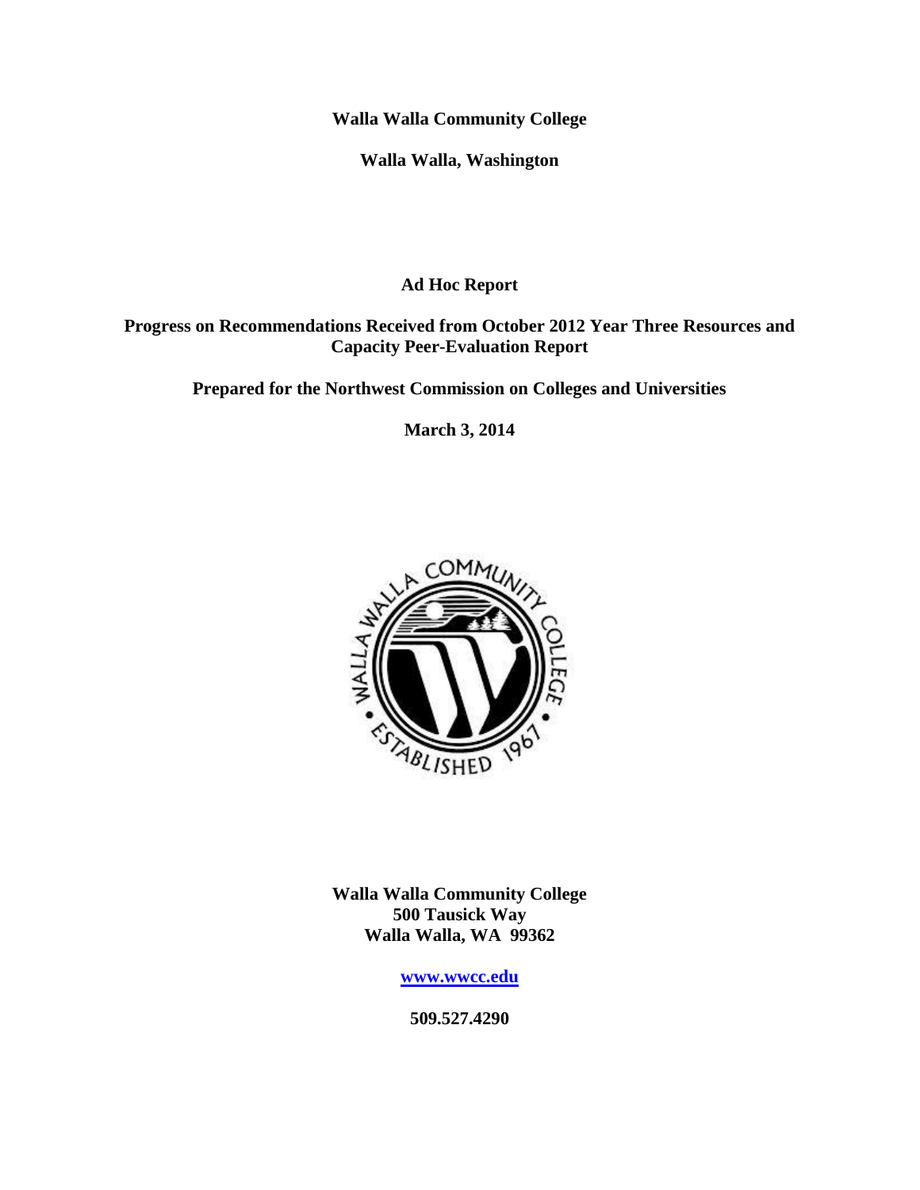**Walla Walla Community College**

**Walla Walla, Washington**

# Ad Hoc Report

**Progress on Recommendations Received from October 2012 Year Three Resources and Capacity Peer-Evaluation Report**

**Prepared for the Northwest Commission on Colleges and Universities**

**March 3, 2014**

**Walla Walla Community College**
**500 Tausick Way**
**Walla Walla, WA 99362**

**[www.wwcc.edu](http://www.wwcc.edu)**

**509.527.4290**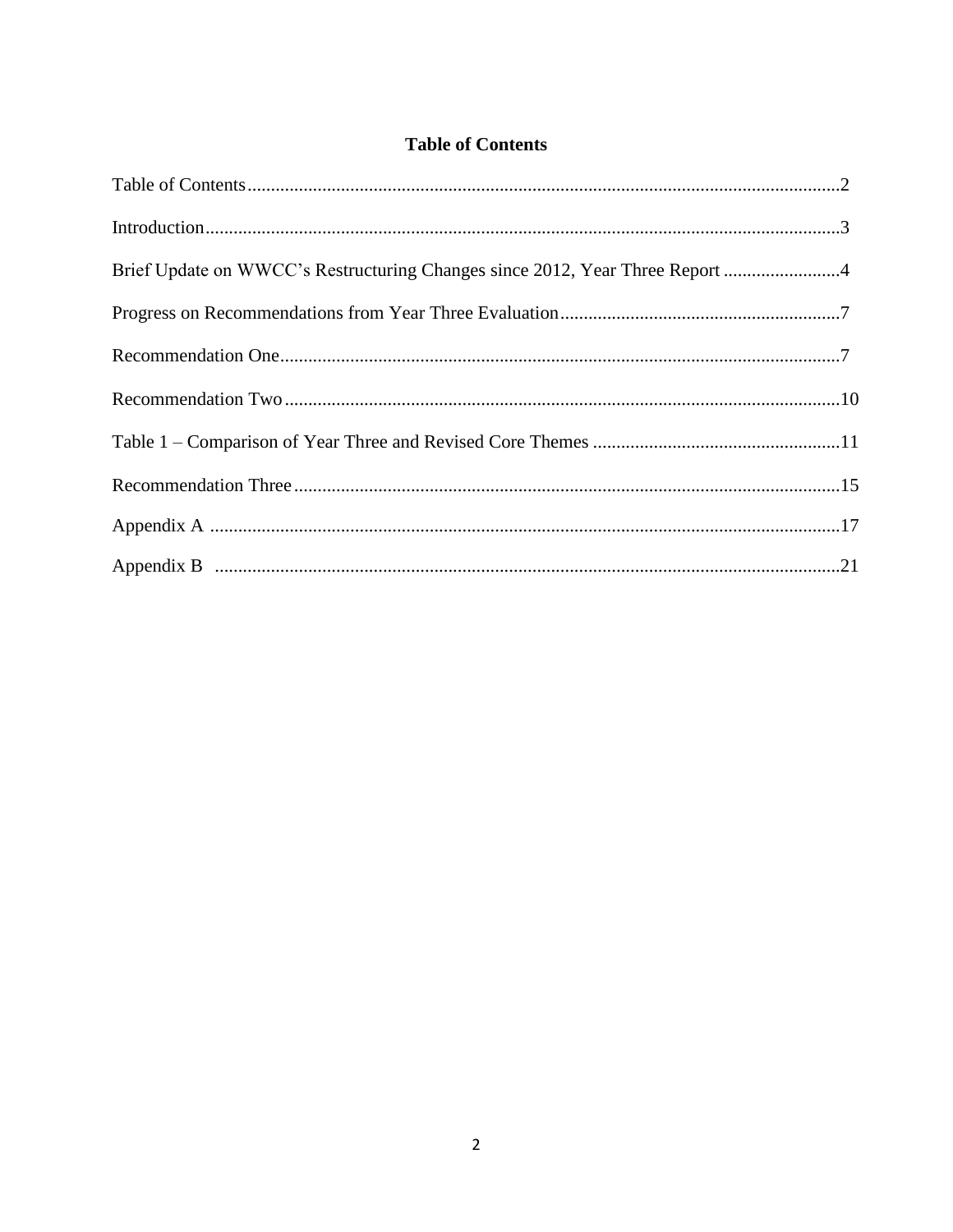# Table of Contents

Table of Contents..............................................................................................................................2

Introduction.......................................................................................................................................3

Brief Update on WWCC's Restructuring Changes since 2012, Year Three Report .........................4

Progress on Recommendations from Year Three Evaluation............................................................7

Recommendation One.......................................................................................................................7

Recommendation Two......................................................................................................................10

Table 1 – Comparison of Year Three and Revised Core Themes .....................................................11

Recommendation Three....................................................................................................................15

Appendix A ......................................................................................................................................17

Appendix B ......................................................................................................................................21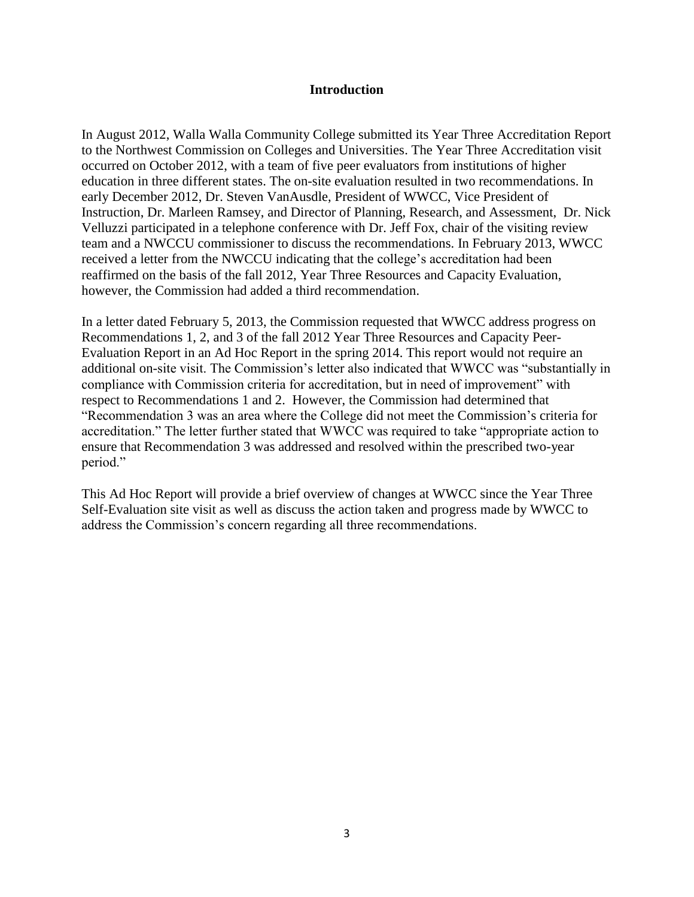## Introduction

In August 2012, Walla Walla Community College submitted its Year Three Accreditation Report to the Northwest Commission on Colleges and Universities. The Year Three Accreditation visit occurred on October 2012, with a team of five peer evaluators from institutions of higher education in three different states. The on-site evaluation resulted in two recommendations. In early December 2012, Dr. Steven VanAusdle, President of WWCC, Vice President of Instruction, Dr. Marleen Ramsey, and Director of Planning, Research, and Assessment, Dr. Nick Velluzzi participated in a telephone conference with Dr. Jeff Fox, chair of the visiting review team and a NWCCU commissioner to discuss the recommendations. In February 2013, WWCC received a letter from the NWCCU indicating that the college's accreditation had been reaffirmed on the basis of the fall 2012, Year Three Resources and Capacity Evaluation, however, the Commission had added a third recommendation.

In a letter dated February 5, 2013, the Commission requested that WWCC address progress on Recommendations 1, 2, and 3 of the fall 2012 Year Three Resources and Capacity Peer-Evaluation Report in an Ad Hoc Report in the spring 2014. This report would not require an additional on-site visit. The Commission's letter also indicated that WWCC was "substantially in compliance with Commission criteria for accreditation, but in need of improvement" with respect to Recommendations 1 and 2. However, the Commission had determined that "Recommendation 3 was an area where the College did not meet the Commission's criteria for accreditation." The letter further stated that WWCC was required to take "appropriate action to ensure that Recommendation 3 was addressed and resolved within the prescribed two-year period."

This Ad Hoc Report will provide a brief overview of changes at WWCC since the Year Three Self-Evaluation site visit as well as discuss the action taken and progress made by WWCC to address the Commission's concern regarding all three recommendations.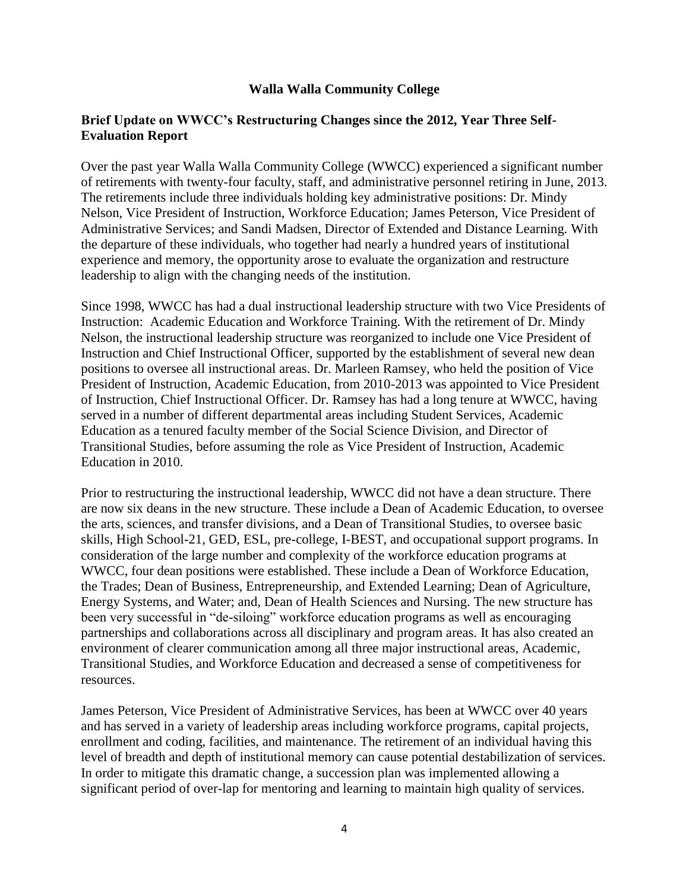# Walla Walla Community College

## Brief Update on WWCC's Restructuring Changes since the 2012, Year Three Self-Evaluation Report

Over the past year Walla Walla Community College (WWCC) experienced a significant number of retirements with twenty-four faculty, staff, and administrative personnel retiring in June, 2013. The retirements include three individuals holding key administrative positions: Dr. Mindy Nelson, Vice President of Instruction, Workforce Education; James Peterson, Vice President of Administrative Services; and Sandi Madsen, Director of Extended and Distance Learning. With the departure of these individuals, who together had nearly a hundred years of institutional experience and memory, the opportunity arose to evaluate the organization and restructure leadership to align with the changing needs of the institution.

Since 1998, WWCC has had a dual instructional leadership structure with two Vice Presidents of Instruction: Academic Education and Workforce Training. With the retirement of Dr. Mindy Nelson, the instructional leadership structure was reorganized to include one Vice President of Instruction and Chief Instructional Officer, supported by the establishment of several new dean positions to oversee all instructional areas. Dr. Marleen Ramsey, who held the position of Vice President of Instruction, Academic Education, from 2010-2013 was appointed to Vice President of Instruction, Chief Instructional Officer. Dr. Ramsey has had a long tenure at WWCC, having served in a number of different departmental areas including Student Services, Academic Education as a tenured faculty member of the Social Science Division, and Director of Transitional Studies, before assuming the role as Vice President of Instruction, Academic Education in 2010.

Prior to restructuring the instructional leadership, WWCC did not have a dean structure. There are now six deans in the new structure. These include a Dean of Academic Education, to oversee the arts, sciences, and transfer divisions, and a Dean of Transitional Studies, to oversee basic skills, High School-21, GED, ESL, pre-college, I-BEST, and occupational support programs. In consideration of the large number and complexity of the workforce education programs at WWCC, four dean positions were established. These include a Dean of Workforce Education, the Trades; Dean of Business, Entrepreneurship, and Extended Learning; Dean of Agriculture, Energy Systems, and Water; and, Dean of Health Sciences and Nursing. The new structure has been very successful in "de-siloing" workforce education programs as well as encouraging partnerships and collaborations across all disciplinary and program areas. It has also created an environment of clearer communication among all three major instructional areas, Academic, Transitional Studies, and Workforce Education and decreased a sense of competitiveness for resources.

James Peterson, Vice President of Administrative Services, has been at WWCC over 40 years and has served in a variety of leadership areas including workforce programs, capital projects, enrollment and coding, facilities, and maintenance. The retirement of an individual having this level of breadth and depth of institutional memory can cause potential destabilization of services. In order to mitigate this dramatic change, a succession plan was implemented allowing a significant period of over-lap for mentoring and learning to maintain high quality of services.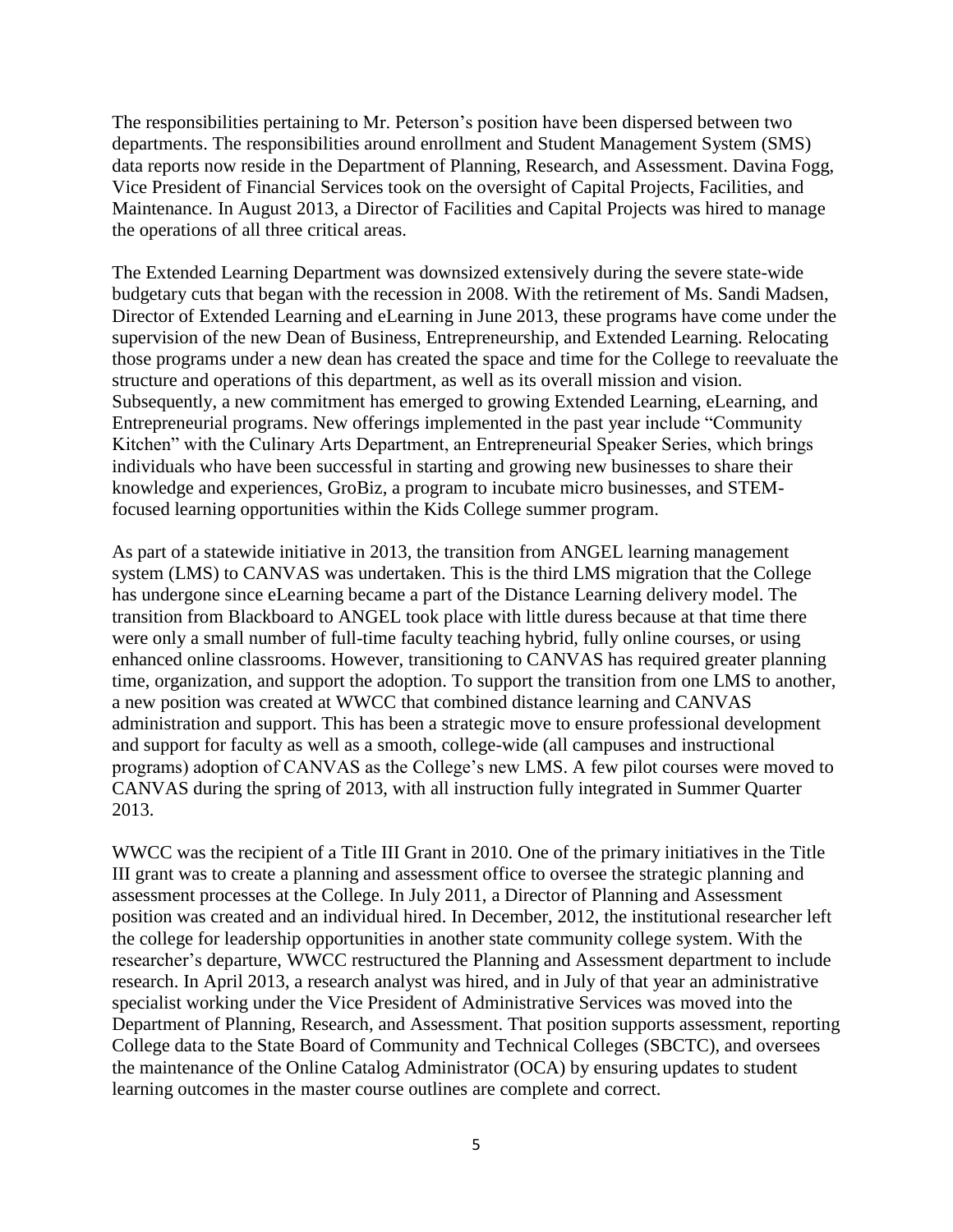The responsibilities pertaining to Mr. Peterson's position have been dispersed between two departments. The responsibilities around enrollment and Student Management System (SMS) data reports now reside in the Department of Planning, Research, and Assessment. Davina Fogg, Vice President of Financial Services took on the oversight of Capital Projects, Facilities, and Maintenance. In August 2013, a Director of Facilities and Capital Projects was hired to manage the operations of all three critical areas.

The Extended Learning Department was downsized extensively during the severe state-wide budgetary cuts that began with the recession in 2008. With the retirement of Ms. Sandi Madsen, Director of Extended Learning and eLearning in June 2013, these programs have come under the supervision of the new Dean of Business, Entrepreneurship, and Extended Learning. Relocating those programs under a new dean has created the space and time for the College to reevaluate the structure and operations of this department, as well as its overall mission and vision. Subsequently, a new commitment has emerged to growing Extended Learning, eLearning, and Entrepreneurial programs. New offerings implemented in the past year include "Community Kitchen" with the Culinary Arts Department, an Entrepreneurial Speaker Series, which brings individuals who have been successful in starting and growing new businesses to share their knowledge and experiences, GroBiz, a program to incubate micro businesses, and STEM-focused learning opportunities within the Kids College summer program.

As part of a statewide initiative in 2013, the transition from ANGEL learning management system (LMS) to CANVAS was undertaken. This is the third LMS migration that the College has undergone since eLearning became a part of the Distance Learning delivery model. The transition from Blackboard to ANGEL took place with little duress because at that time there were only a small number of full-time faculty teaching hybrid, fully online courses, or using enhanced online classrooms. However, transitioning to CANVAS has required greater planning time, organization, and support the adoption. To support the transition from one LMS to another, a new position was created at WWCC that combined distance learning and CANVAS administration and support. This has been a strategic move to ensure professional development and support for faculty as well as a smooth, college-wide (all campuses and instructional programs) adoption of CANVAS as the College's new LMS. A few pilot courses were moved to CANVAS during the spring of 2013, with all instruction fully integrated in Summer Quarter 2013.

WWCC was the recipient of a Title III Grant in 2010. One of the primary initiatives in the Title III grant was to create a planning and assessment office to oversee the strategic planning and assessment processes at the College. In July 2011, a Director of Planning and Assessment position was created and an individual hired. In December, 2012, the institutional researcher left the college for leadership opportunities in another state community college system. With the researcher's departure, WWCC restructured the Planning and Assessment department to include research. In April 2013, a research analyst was hired, and in July of that year an administrative specialist working under the Vice President of Administrative Services was moved into the Department of Planning, Research, and Assessment. That position supports assessment, reporting College data to the State Board of Community and Technical Colleges (SBCTC), and oversees the maintenance of the Online Catalog Administrator (OCA) by ensuring updates to student learning outcomes in the master course outlines are complete and correct.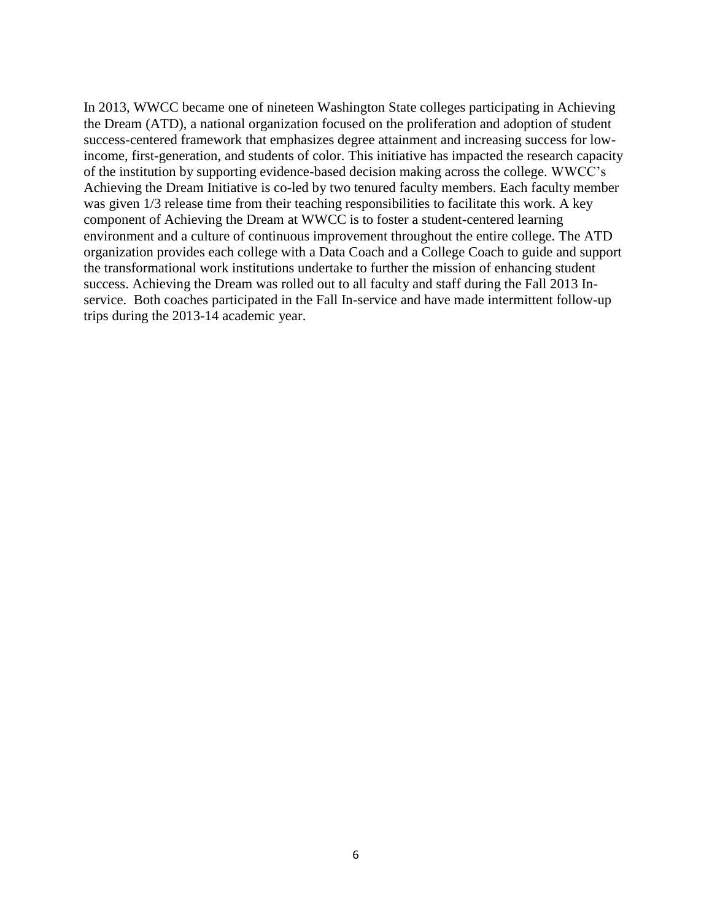In 2013, WWCC became one of nineteen Washington State colleges participating in Achieving the Dream (ATD), a national organization focused on the proliferation and adoption of student success-centered framework that emphasizes degree attainment and increasing success for low-income, first-generation, and students of color. This initiative has impacted the research capacity of the institution by supporting evidence-based decision making across the college. WWCC's Achieving the Dream Initiative is co-led by two tenured faculty members. Each faculty member was given 1/3 release time from their teaching responsibilities to facilitate this work. A key component of Achieving the Dream at WWCC is to foster a student-centered learning environment and a culture of continuous improvement throughout the entire college. The ATD organization provides each college with a Data Coach and a College Coach to guide and support the transformational work institutions undertake to further the mission of enhancing student success. Achieving the Dream was rolled out to all faculty and staff during the Fall 2013 In-service. Both coaches participated in the Fall In-service and have made intermittent follow-up trips during the 2013-14 academic year.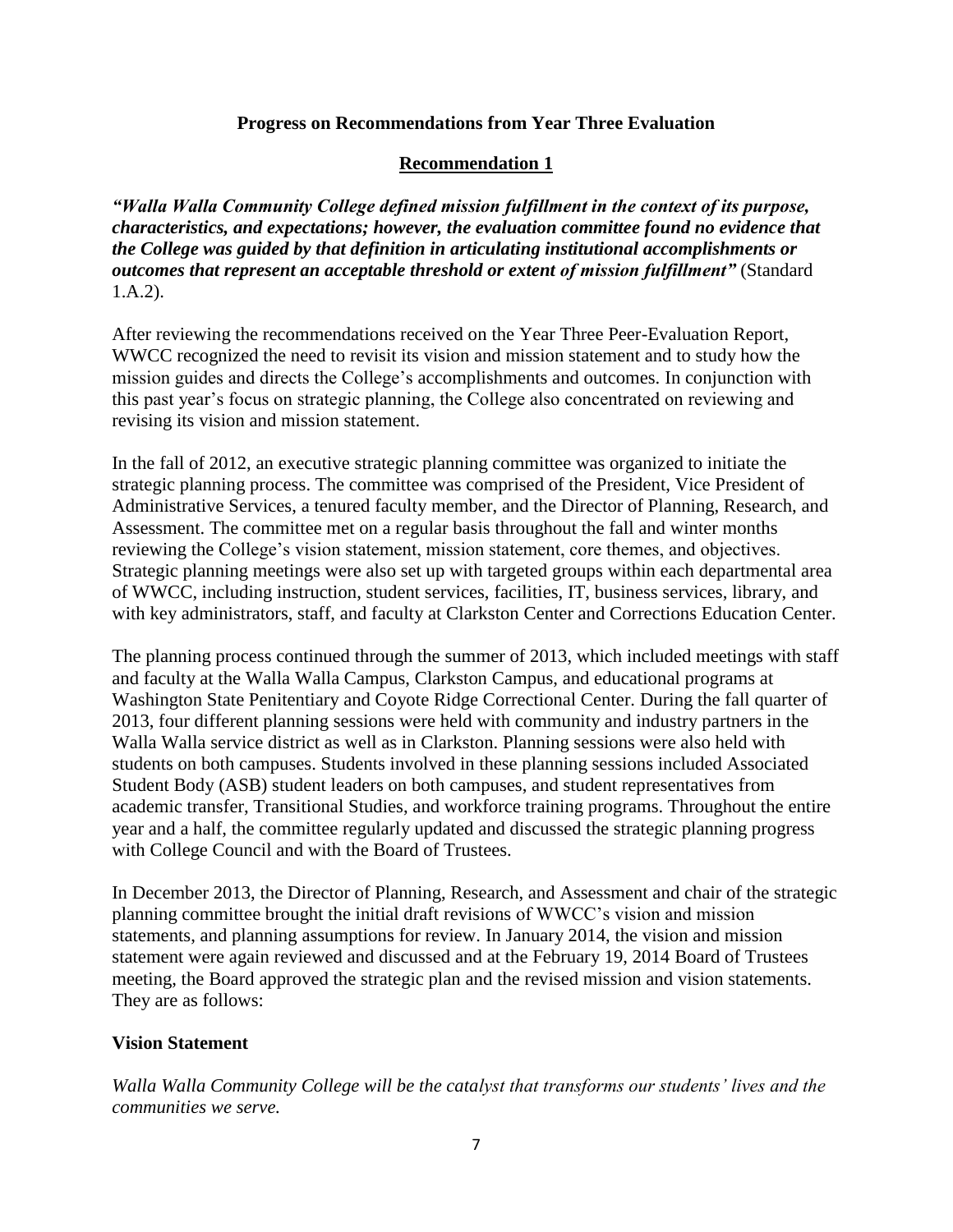## Progress on Recommendations from Year Three Evaluation

### Recommendation 1

***"Walla Walla Community College defined mission fulfillment in the context of its purpose, characteristics, and expectations; however, the evaluation committee found no evidence that the College was guided by that definition in articulating institutional accomplishments or outcomes that represent an acceptable threshold or extent of mission fulfillment"*** (Standard 1.A.2).

After reviewing the recommendations received on the Year Three Peer-Evaluation Report, WWCC recognized the need to revisit its vision and mission statement and to study how the mission guides and directs the College's accomplishments and outcomes. In conjunction with this past year's focus on strategic planning, the College also concentrated on reviewing and revising its vision and mission statement.

In the fall of 2012, an executive strategic planning committee was organized to initiate the strategic planning process. The committee was comprised of the President, Vice President of Administrative Services, a tenured faculty member, and the Director of Planning, Research, and Assessment. The committee met on a regular basis throughout the fall and winter months reviewing the College's vision statement, mission statement, core themes, and objectives. Strategic planning meetings were also set up with targeted groups within each departmental area of WWCC, including instruction, student services, facilities, IT, business services, library, and with key administrators, staff, and faculty at Clarkston Center and Corrections Education Center.

The planning process continued through the summer of 2013, which included meetings with staff and faculty at the Walla Walla Campus, Clarkston Campus, and educational programs at Washington State Penitentiary and Coyote Ridge Correctional Center. During the fall quarter of 2013, four different planning sessions were held with community and industry partners in the Walla Walla service district as well as in Clarkston. Planning sessions were also held with students on both campuses. Students involved in these planning sessions included Associated Student Body (ASB) student leaders on both campuses, and student representatives from academic transfer, Transitional Studies, and workforce training programs. Throughout the entire year and a half, the committee regularly updated and discussed the strategic planning progress with College Council and with the Board of Trustees.

In December 2013, the Director of Planning, Research, and Assessment and chair of the strategic planning committee brought the initial draft revisions of WWCC's vision and mission statements, and planning assumptions for review. In January 2014, the vision and mission statement were again reviewed and discussed and at the February 19, 2014 Board of Trustees meeting, the Board approved the strategic plan and the revised mission and vision statements. They are as follows:

### Vision Statement

*Walla Walla Community College will be the catalyst that transforms our students' lives and the communities we serve.*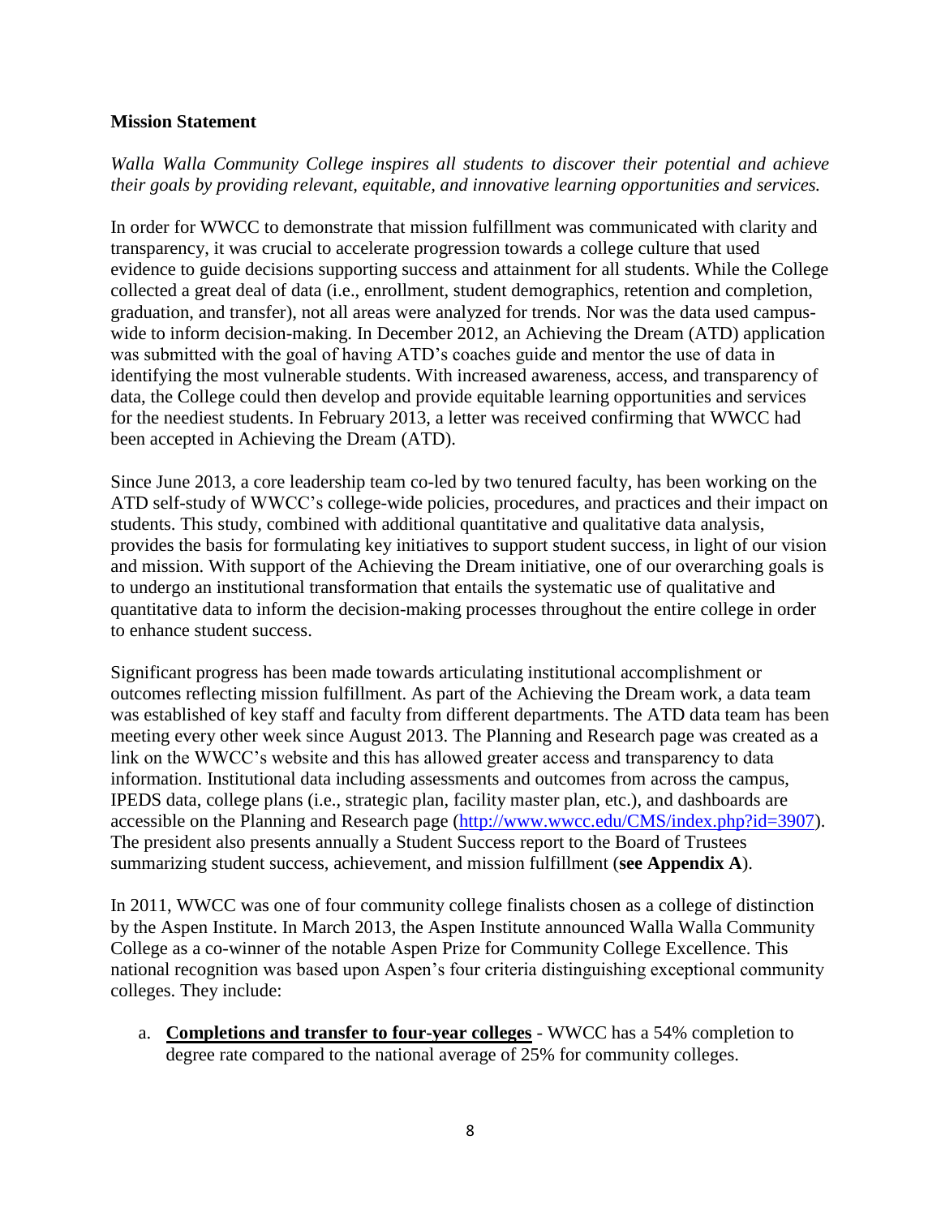**Mission Statement**

*Walla Walla Community College inspires all students to discover their potential and achieve their goals by providing relevant, equitable, and innovative learning opportunities and services.*

In order for WWCC to demonstrate that mission fulfillment was communicated with clarity and transparency, it was crucial to accelerate progression towards a college culture that used evidence to guide decisions supporting success and attainment for all students. While the College collected a great deal of data (i.e., enrollment, student demographics, retention and completion, graduation, and transfer), not all areas were analyzed for trends. Nor was the data used campus-wide to inform decision-making. In December 2012, an Achieving the Dream (ATD) application was submitted with the goal of having ATD's coaches guide and mentor the use of data in identifying the most vulnerable students. With increased awareness, access, and transparency of data, the College could then develop and provide equitable learning opportunities and services for the neediest students. In February 2013, a letter was received confirming that WWCC had been accepted in Achieving the Dream (ATD).

Since June 2013, a core leadership team co-led by two tenured faculty, has been working on the ATD self-study of WWCC's college-wide policies, procedures, and practices and their impact on students. This study, combined with additional quantitative and qualitative data analysis, provides the basis for formulating key initiatives to support student success, in light of our vision and mission. With support of the Achieving the Dream initiative, one of our overarching goals is to undergo an institutional transformation that entails the systematic use of qualitative and quantitative data to inform the decision-making processes throughout the entire college in order to enhance student success.

Significant progress has been made towards articulating institutional accomplishment or outcomes reflecting mission fulfillment. As part of the Achieving the Dream work, a data team was established of key staff and faculty from different departments. The ATD data team has been meeting every other week since August 2013. The Planning and Research page was created as a link on the WWCC's website and this has allowed greater access and transparency to data information. Institutional data including assessments and outcomes from across the campus, IPEDS data, college plans (i.e., strategic plan, facility master plan, etc.), and dashboards are accessible on the Planning and Research page (http://www.wwcc.edu/CMS/index.php?id=3907). The president also presents annually a Student Success report to the Board of Trustees summarizing student success, achievement, and mission fulfillment (**see Appendix A**).

In 2011, WWCC was one of four community college finalists chosen as a college of distinction by the Aspen Institute. In March 2013, the Aspen Institute announced Walla Walla Community College as a co-winner of the notable Aspen Prize for Community College Excellence. This national recognition was based upon Aspen's four criteria distinguishing exceptional community colleges. They include:

a. **Completions and transfer to four-year colleges** - WWCC has a 54% completion to degree rate compared to the national average of 25% for community colleges.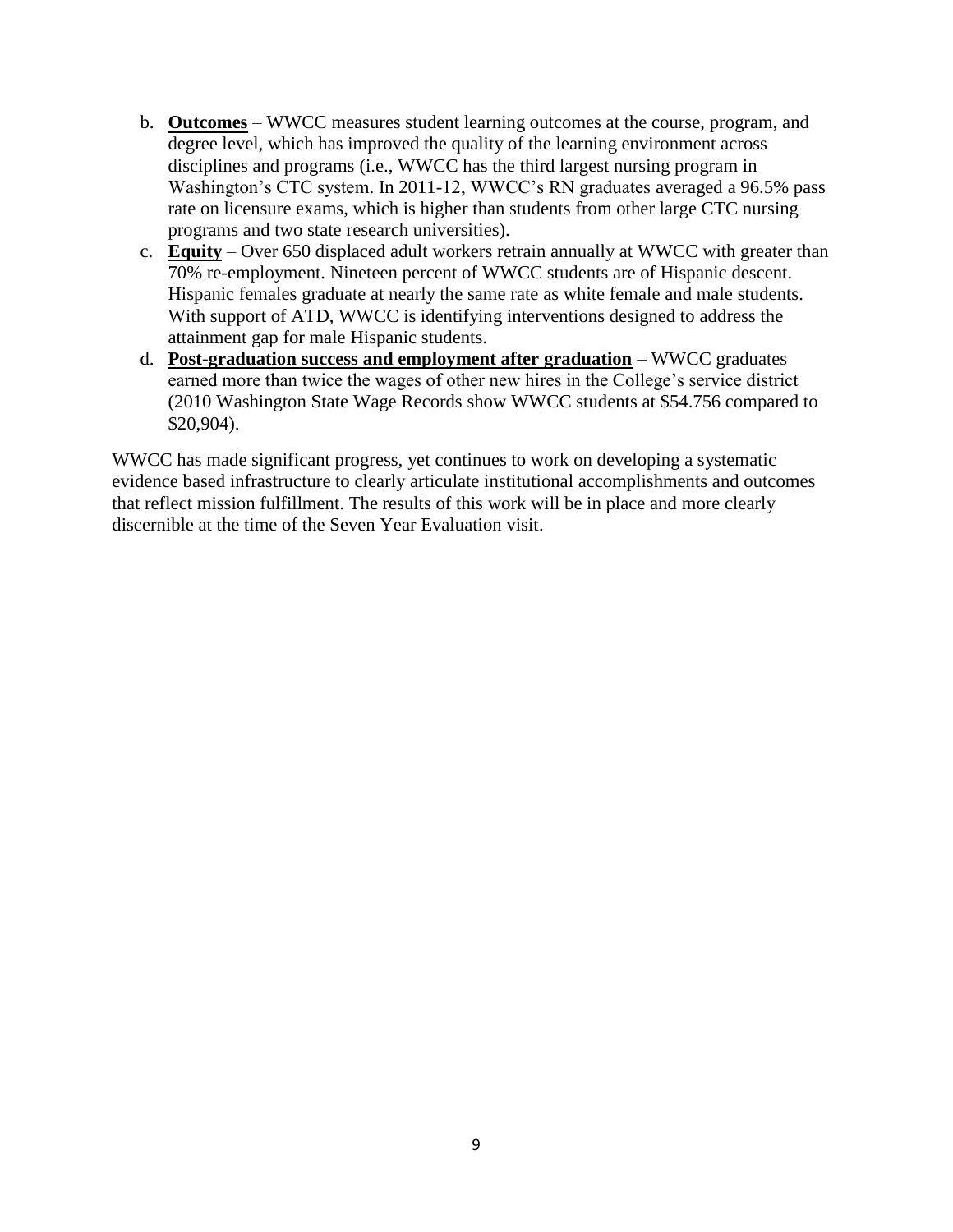b. **Outcomes** – WWCC measures student learning outcomes at the course, program, and degree level, which has improved the quality of the learning environment across disciplines and programs (i.e., WWCC has the third largest nursing program in Washington's CTC system. In 2011-12, WWCC's RN graduates averaged a 96.5% pass rate on licensure exams, which is higher than students from other large CTC nursing programs and two state research universities).
c. **Equity** – Over 650 displaced adult workers retrain annually at WWCC with greater than 70% re-employment. Nineteen percent of WWCC students are of Hispanic descent. Hispanic females graduate at nearly the same rate as white female and male students. With support of ATD, WWCC is identifying interventions designed to address the attainment gap for male Hispanic students.
d. **Post-graduation success and employment after graduation** – WWCC graduates earned more than twice the wages of other new hires in the College's service district (2010 Washington State Wage Records show WWCC students at $54.756 compared to $20,904).

WWCC has made significant progress, yet continues to work on developing a systematic evidence based infrastructure to clearly articulate institutional accomplishments and outcomes that reflect mission fulfillment. The results of this work will be in place and more clearly discernible at the time of the Seven Year Evaluation visit.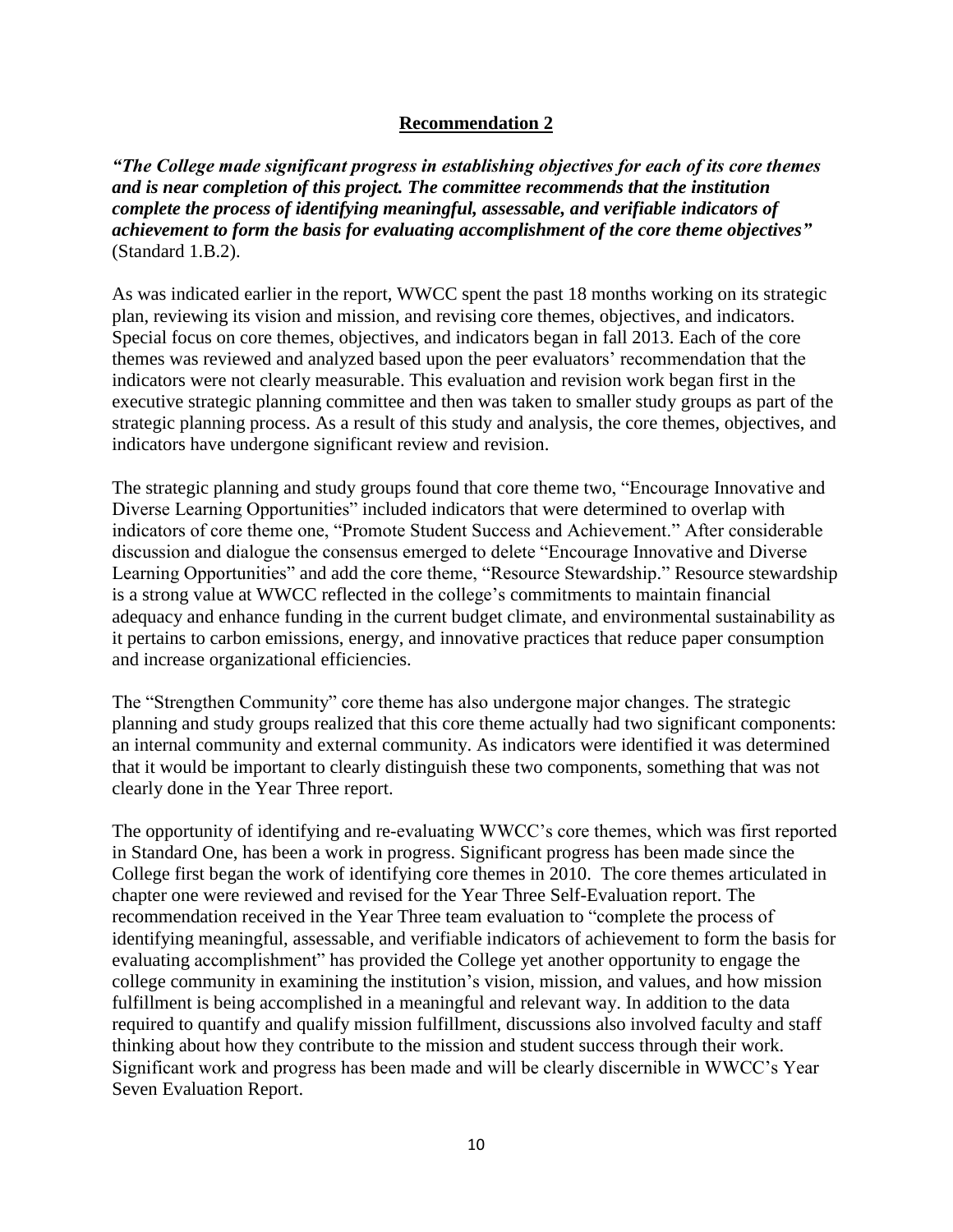## Recommendation 2

***"The College made significant progress in establishing objectives for each of its core themes and is near completion of this project. The committee recommends that the institution complete the process of identifying meaningful, assessable, and verifiable indicators of achievement to form the basis for evaluating accomplishment of the core theme objectives"*** (Standard 1.B.2).

As was indicated earlier in the report, WWCC spent the past 18 months working on its strategic plan, reviewing its vision and mission, and revising core themes, objectives, and indicators. Special focus on core themes, objectives, and indicators began in fall 2013. Each of the core themes was reviewed and analyzed based upon the peer evaluators' recommendation that the indicators were not clearly measurable. This evaluation and revision work began first in the executive strategic planning committee and then was taken to smaller study groups as part of the strategic planning process. As a result of this study and analysis, the core themes, objectives, and indicators have undergone significant review and revision.

The strategic planning and study groups found that core theme two, "Encourage Innovative and Diverse Learning Opportunities" included indicators that were determined to overlap with indicators of core theme one, "Promote Student Success and Achievement." After considerable discussion and dialogue the consensus emerged to delete "Encourage Innovative and Diverse Learning Opportunities" and add the core theme, "Resource Stewardship." Resource stewardship is a strong value at WWCC reflected in the college's commitments to maintain financial adequacy and enhance funding in the current budget climate, and environmental sustainability as it pertains to carbon emissions, energy, and innovative practices that reduce paper consumption and increase organizational efficiencies.

The "Strengthen Community" core theme has also undergone major changes. The strategic planning and study groups realized that this core theme actually had two significant components: an internal community and external community. As indicators were identified it was determined that it would be important to clearly distinguish these two components, something that was not clearly done in the Year Three report.

The opportunity of identifying and re-evaluating WWCC's core themes, which was first reported in Standard One, has been a work in progress. Significant progress has been made since the College first began the work of identifying core themes in 2010. The core themes articulated in chapter one were reviewed and revised for the Year Three Self-Evaluation report. The recommendation received in the Year Three team evaluation to "complete the process of identifying meaningful, assessable, and verifiable indicators of achievement to form the basis for evaluating accomplishment" has provided the College yet another opportunity to engage the college community in examining the institution's vision, mission, and values, and how mission fulfillment is being accomplished in a meaningful and relevant way. In addition to the data required to quantify and qualify mission fulfillment, discussions also involved faculty and staff thinking about how they contribute to the mission and student success through their work. Significant work and progress has been made and will be clearly discernible in WWCC's Year Seven Evaluation Report.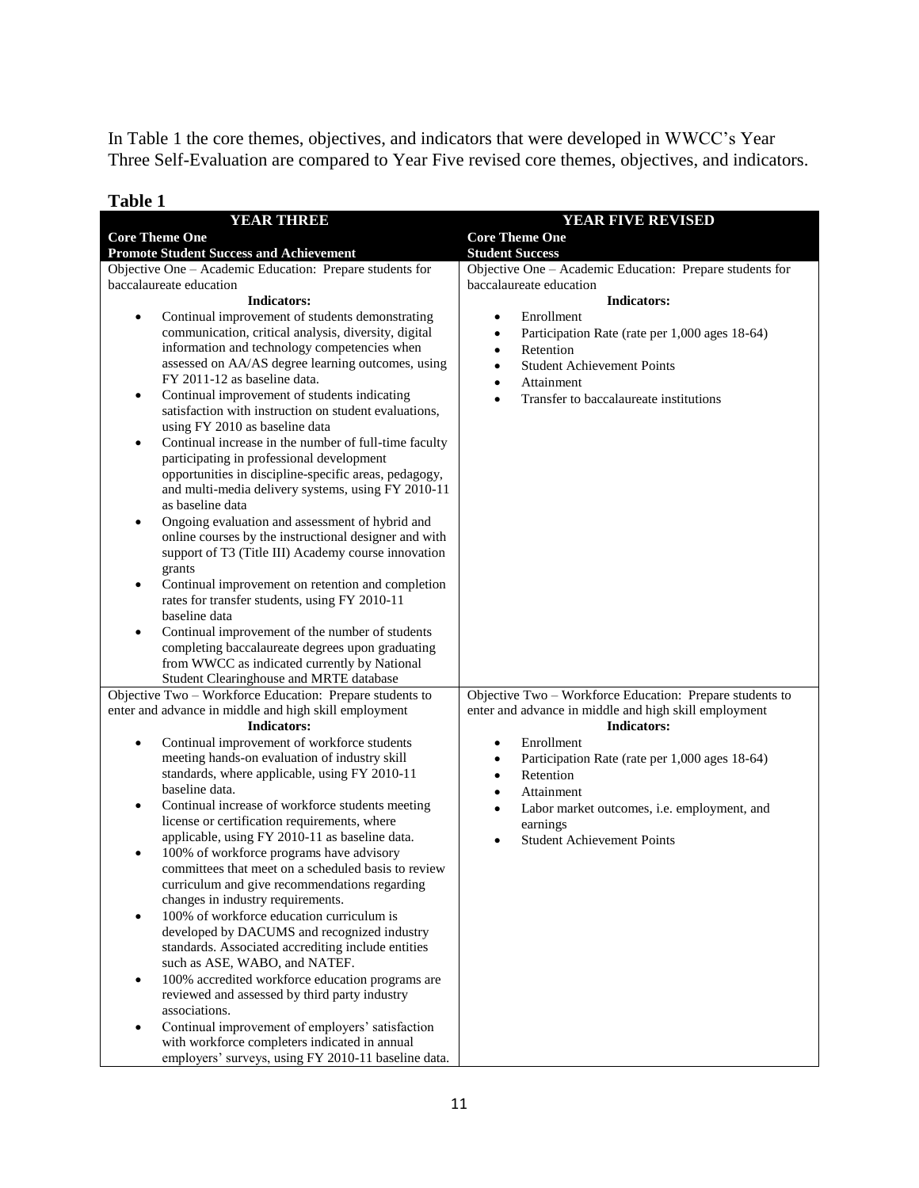In Table 1 the core themes, objectives, and indicators that were developed in WWCC's Year Three Self-Evaluation are compared to Year Five revised core themes, objectives, and indicators.

**Table 1**

| YEAR THREE | YEAR FIVE REVISED |
|---|---|
| **Core Theme One**<br>**Promote Student Success and Achievement** | **Core Theme One**<br>**Student Success** |
| Objective One – Academic Education: Prepare students for baccalaureate education<br>**Indicators:**<br>• Continual improvement of students demonstrating communication, critical analysis, diversity, digital information and technology competencies when assessed on AA/AS degree learning outcomes, using FY 2011-12 as baseline data.<br>• Continual improvement of students indicating satisfaction with instruction on student evaluations, using FY 2010 as baseline data<br>• Continual increase in the number of full-time faculty participating in professional development opportunities in discipline-specific areas, pedagogy, and multi-media delivery systems, using FY 2010-11 as baseline data<br>• Ongoing evaluation and assessment of hybrid and online courses by the instructional designer and with support of T3 (Title III) Academy course innovation grants<br>• Continual improvement on retention and completion rates for transfer students, using FY 2010-11 baseline data<br>• Continual improvement of the number of students completing baccalaureate degrees upon graduating from WWCC as indicated currently by National Student Clearinghouse and MRTE database | Objective One – Academic Education: Prepare students for baccalaureate education<br>**Indicators:**<br>• Enrollment<br>• Participation Rate (rate per 1,000 ages 18-64)<br>• Retention<br>• Student Achievement Points<br>• Attainment<br>• Transfer to baccalaureate institutions |
| Objective Two – Workforce Education: Prepare students to enter and advance in middle and high skill employment<br>**Indicators:**<br>• Continual improvement of workforce students meeting hands-on evaluation of industry skill standards, where applicable, using FY 2010-11 baseline data.<br>• Continual increase of workforce students meeting license or certification requirements, where applicable, using FY 2010-11 as baseline data.<br>• 100% of workforce programs have advisory committees that meet on a scheduled basis to review curriculum and give recommendations regarding changes in industry requirements.<br>• 100% of workforce education curriculum is developed by DACUMS and recognized industry standards. Associated accrediting include entities such as ASE, WABO, and NATEF.<br>• 100% accredited workforce education programs are reviewed and assessed by third party industry associations.<br>• Continual improvement of employers' satisfaction with workforce completers indicated in annual employers' surveys, using FY 2010-11 baseline data. | Objective Two – Workforce Education: Prepare students to enter and advance in middle and high skill employment<br>**Indicators:**<br>• Enrollment<br>• Participation Rate (rate per 1,000 ages 18-64)<br>• Retention<br>• Attainment<br>• Labor market outcomes, i.e. employment, and earnings<br>• Student Achievement Points |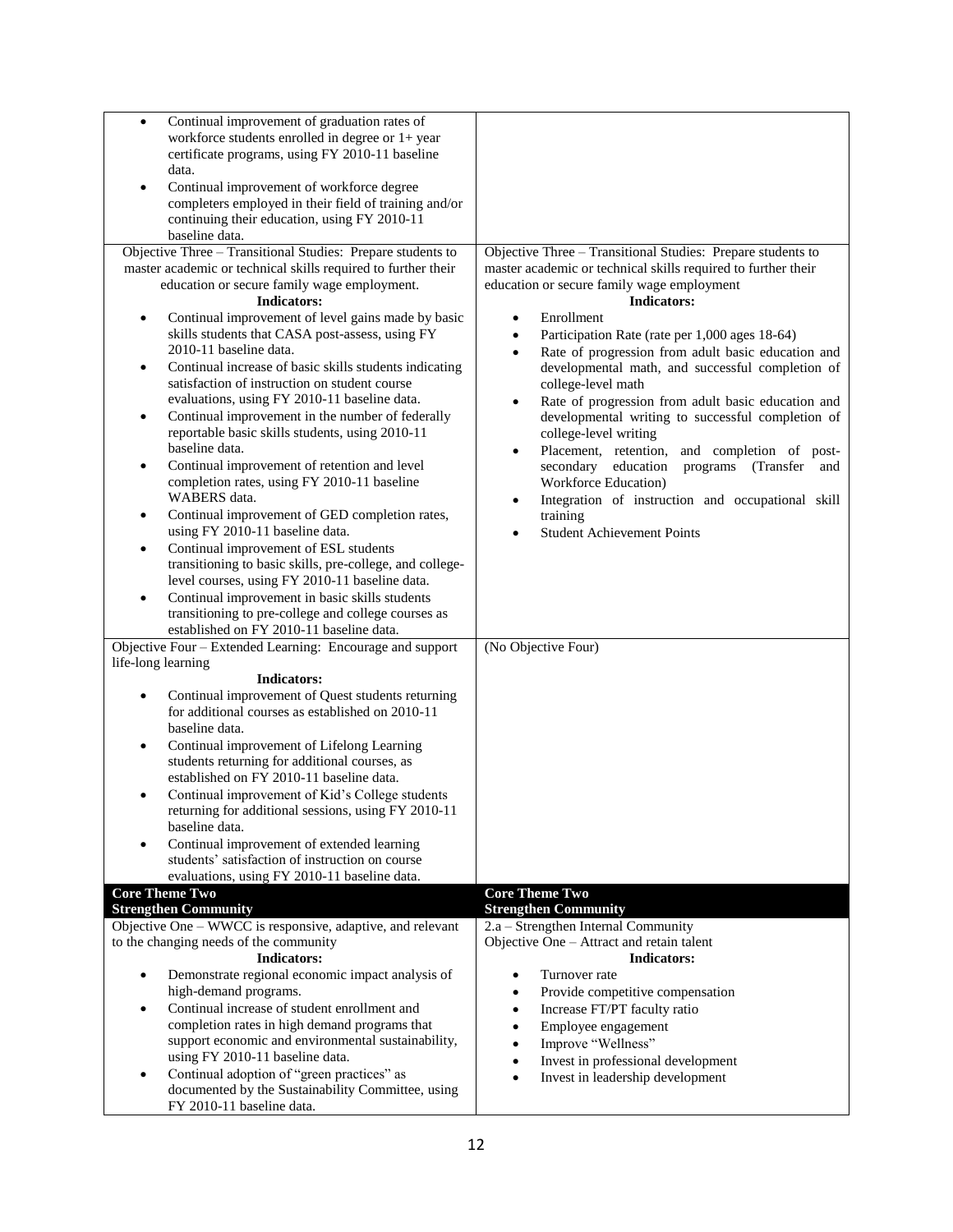| | |
|---|---|
| • Continual improvement of graduation rates of workforce students enrolled in degree or 1+ year certificate programs, using FY 2010-11 baseline data.<br>• Continual improvement of workforce degree completers employed in their field of training and/or continuing their education, using FY 2010-11 baseline data. | |
| Objective Three – Transitional Studies: Prepare students to master academic or technical skills required to further their education or secure family wage employment.<br>**Indicators:**<br>• Continual improvement of level gains made by basic skills students that CASA post-assess, using FY 2010-11 baseline data.<br>• Continual increase of basic skills students indicating satisfaction of instruction on student course evaluations, using FY 2010-11 baseline data.<br>• Continual improvement in the number of federally reportable basic skills students, using 2010-11 baseline data.<br>• Continual improvement of retention and level completion rates, using FY 2010-11 baseline WABERS data.<br>• Continual improvement of GED completion rates, using FY 2010-11 baseline data.<br>• Continual improvement of ESL students transitioning to basic skills, pre-college, and college-level courses, using FY 2010-11 baseline data.<br>• Continual improvement in basic skills students transitioning to pre-college and college courses as established on FY 2010-11 baseline data. | Objective Three – Transitional Studies: Prepare students to master academic or technical skills required to further their education or secure family wage employment<br>**Indicators:**<br>• Enrollment<br>• Participation Rate (rate per 1,000 ages 18-64)<br>• Rate of progression from adult basic education and developmental math, and successful completion of college-level math<br>• Rate of progression from adult basic education and developmental writing to successful completion of college-level writing<br>• Placement, retention, and completion of post-secondary education programs (Transfer and Workforce Education)<br>• Integration of instruction and occupational skill training<br>• Student Achievement Points |
| Objective Four – Extended Learning: Encourage and support life-long learning<br>**Indicators:**<br>• Continual improvement of Quest students returning for additional courses as established on 2010-11 baseline data.<br>• Continual improvement of Lifelong Learning students returning for additional courses, as established on FY 2010-11 baseline data.<br>• Continual improvement of Kid's College students returning for additional sessions, using FY 2010-11 baseline data.<br>• Continual improvement of extended learning students' satisfaction of instruction on course evaluations, using FY 2010-11 baseline data. | (No Objective Four) |
| **Core Theme Two**<br>**Strengthen Community** | **Core Theme Two**<br>**Strengthen Community** |
| Objective One – WWCC is responsive, adaptive, and relevant to the changing needs of the community<br>**Indicators:**<br>• Demonstrate regional economic impact analysis of high-demand programs.<br>• Continual increase of student enrollment and completion rates in high demand programs that support economic and environmental sustainability, using FY 2010-11 baseline data.<br>• Continual adoption of "green practices" as documented by the Sustainability Committee, using FY 2010-11 baseline data. | 2.a – Strengthen Internal Community<br>Objective One – Attract and retain talent<br>**Indicators:**<br>• Turnover rate<br>• Provide competitive compensation<br>• Increase FT/PT faculty ratio<br>• Employee engagement<br>• Improve "Wellness"<br>• Invest in professional development<br>• Invest in leadership development |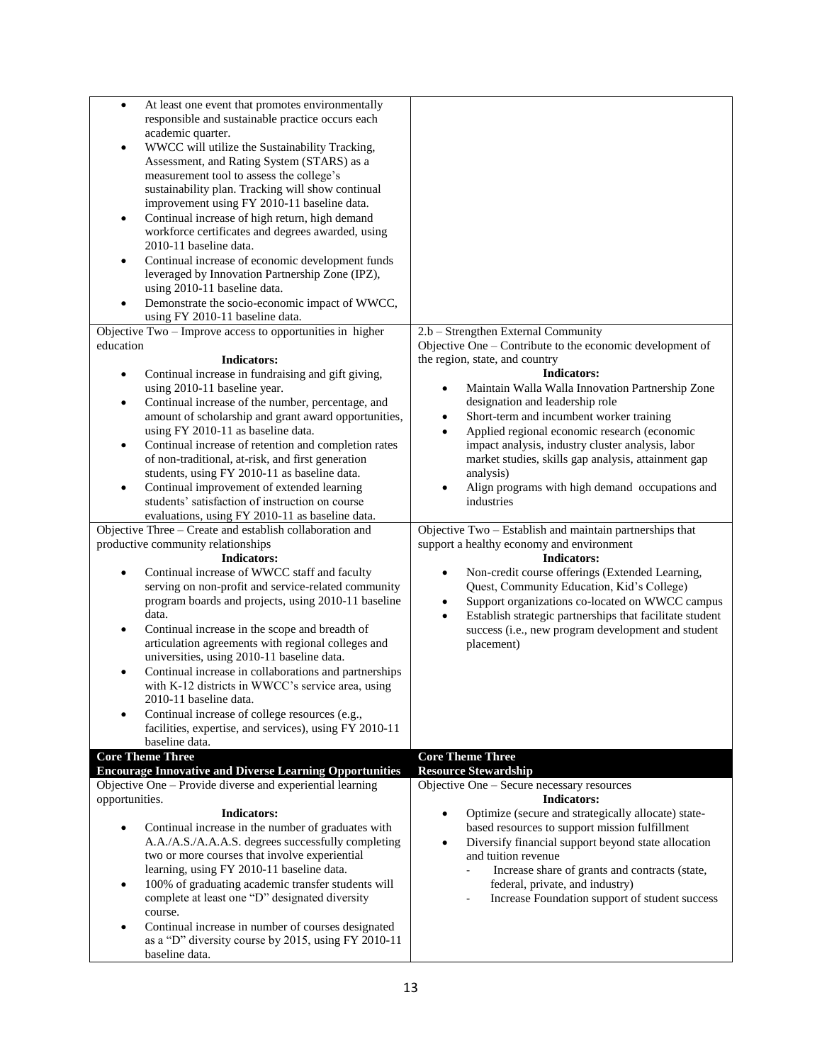| | |
|---|---|
| • At least one event that promotes environmentally responsible and sustainable practice occurs each academic quarter.<br>• WWCC will utilize the Sustainability Tracking, Assessment, and Rating System (STARS) as a measurement tool to assess the college's sustainability plan. Tracking will show continual improvement using FY 2010-11 baseline data.<br>• Continual increase of high return, high demand workforce certificates and degrees awarded, using 2010-11 baseline data.<br>• Continual increase of economic development funds leveraged by Innovation Partnership Zone (IPZ), using 2010-11 baseline data.<br>• Demonstrate the socio-economic impact of WWCC, using FY 2010-11 baseline data. | |
| Objective Two – Improve access to opportunities in higher education<br>**Indicators:**<br>• Continual increase in fundraising and gift giving, using 2010-11 baseline year.<br>• Continual increase of the number, percentage, and amount of scholarship and grant award opportunities, using FY 2010-11 as baseline data.<br>• Continual increase of retention and completion rates of non-traditional, at-risk, and first generation students, using FY 2010-11 as baseline data.<br>• Continual improvement of extended learning students' satisfaction of instruction on course evaluations, using FY 2010-11 as baseline data. | 2.b – Strengthen External Community<br>Objective One – Contribute to the economic development of the region, state, and country<br>**Indicators:**<br>• Maintain Walla Walla Innovation Partnership Zone designation and leadership role<br>• Short-term and incumbent worker training<br>• Applied regional economic research (economic impact analysis, industry cluster analysis, labor market studies, skills gap analysis, attainment gap analysis)<br>• Align programs with high demand occupations and industries |
| Objective Three – Create and establish collaboration and productive community relationships<br>**Indicators:**<br>• Continual increase of WWCC staff and faculty serving on non-profit and service-related community program boards and projects, using 2010-11 baseline data.<br>• Continual increase in the scope and breadth of articulation agreements with regional colleges and universities, using 2010-11 baseline data.<br>• Continual increase in collaborations and partnerships with K-12 districts in WWCC's service area, using 2010-11 baseline data.<br>• Continual increase of college resources (e.g., facilities, expertise, and services), using FY 2010-11 baseline data. | Objective Two – Establish and maintain partnerships that support a healthy economy and environment<br>**Indicators:**<br>• Non-credit course offerings (Extended Learning, Quest, Community Education, Kid's College)<br>• Support organizations co-located on WWCC campus<br>• Establish strategic partnerships that facilitate student success (i.e., new program development and student placement) |
| **Core Theme Three**<br>**Encourage Innovative and Diverse Learning Opportunities** | **Core Theme Three**<br>**Resource Stewardship** |
| Objective One – Provide diverse and experiential learning opportunities.<br>**Indicators:**<br>• Continual increase in the number of graduates with A.A./A.S./A.A.A.S. degrees successfully completing two or more courses that involve experiential learning, using FY 2010-11 baseline data.<br>• 100% of graduating academic transfer students will complete at least one "D" designated diversity course.<br>• Continual increase in number of courses designated as a "D" diversity course by 2015, using FY 2010-11 baseline data. | Objective One – Secure necessary resources<br>**Indicators:**<br>• Optimize (secure and strategically allocate) state-based resources to support mission fulfillment<br>• Diversify financial support beyond state allocation and tuition revenue<br>  - Increase share of grants and contracts (state, federal, private, and industry)<br>  - Increase Foundation support of student success |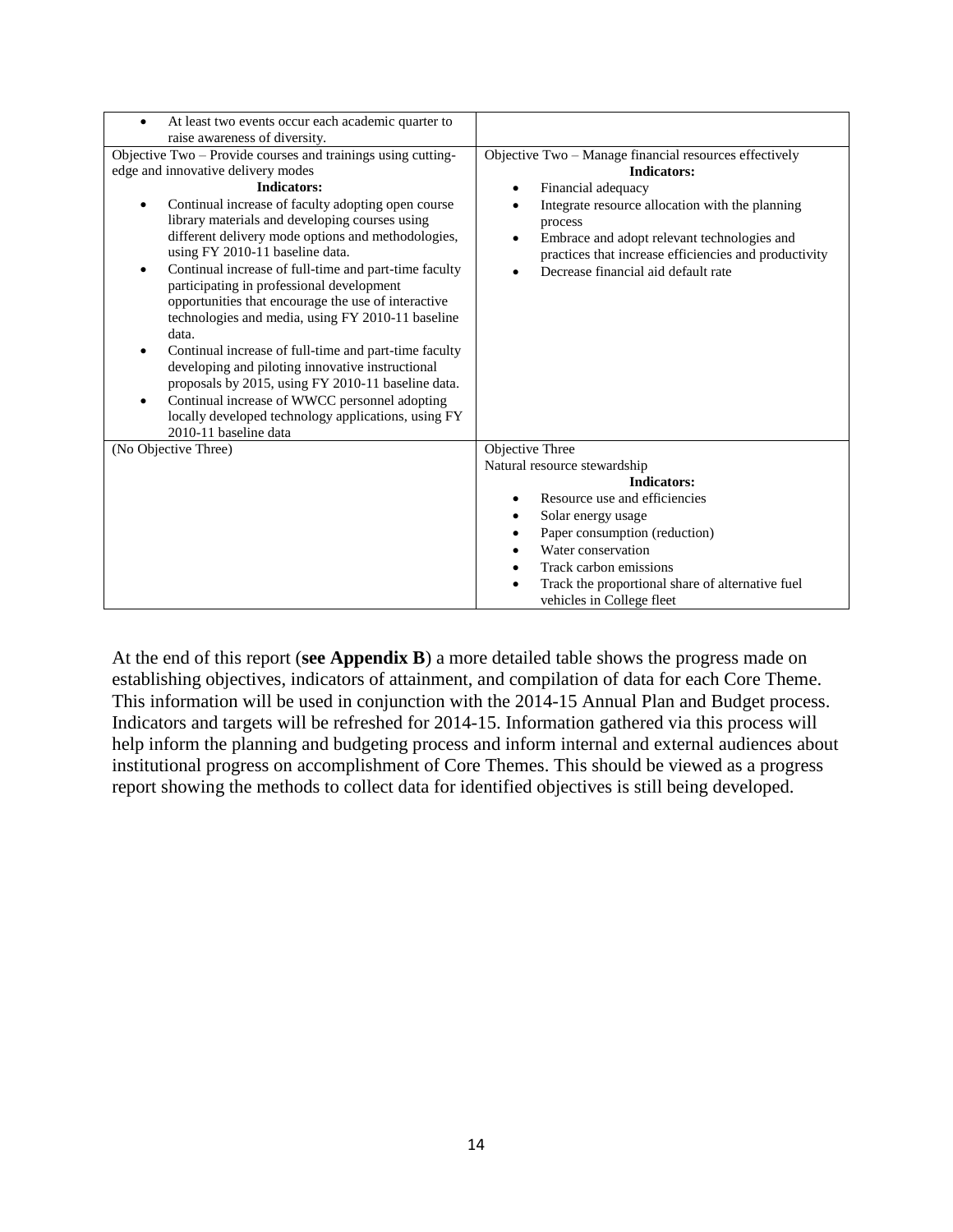| | |
|---|---|
| • At least two events occur each academic quarter to raise awareness of diversity. | |
| Objective Two – Provide courses and trainings using cutting-edge and innovative delivery modes<br>**Indicators:**<br>• Continual increase of faculty adopting open course library materials and developing courses using different delivery mode options and methodologies, using FY 2010-11 baseline data.<br>• Continual increase of full-time and part-time faculty participating in professional development opportunities that encourage the use of interactive technologies and media, using FY 2010-11 baseline data.<br>• Continual increase of full-time and part-time faculty developing and piloting innovative instructional proposals by 2015, using FY 2010-11 baseline data.<br>• Continual increase of WWCC personnel adopting locally developed technology applications, using FY 2010-11 baseline data | Objective Two – Manage financial resources effectively<br>**Indicators:**<br>• Financial adequacy<br>• Integrate resource allocation with the planning process<br>• Embrace and adopt relevant technologies and practices that increase efficiencies and productivity<br>• Decrease financial aid default rate |
| (No Objective Three) | Objective Three<br>Natural resource stewardship<br>**Indicators:**<br>• Resource use and efficiencies<br>• Solar energy usage<br>• Paper consumption (reduction)<br>• Water conservation<br>• Track carbon emissions<br>• Track the proportional share of alternative fuel vehicles in College fleet |

At the end of this report (**see Appendix B**) a more detailed table shows the progress made on establishing objectives, indicators of attainment, and compilation of data for each Core Theme. This information will be used in conjunction with the 2014-15 Annual Plan and Budget process. Indicators and targets will be refreshed for 2014-15. Information gathered via this process will help inform the planning and budgeting process and inform internal and external audiences about institutional progress on accomplishment of Core Themes. This should be viewed as a progress report showing the methods to collect data for identified objectives is still being developed.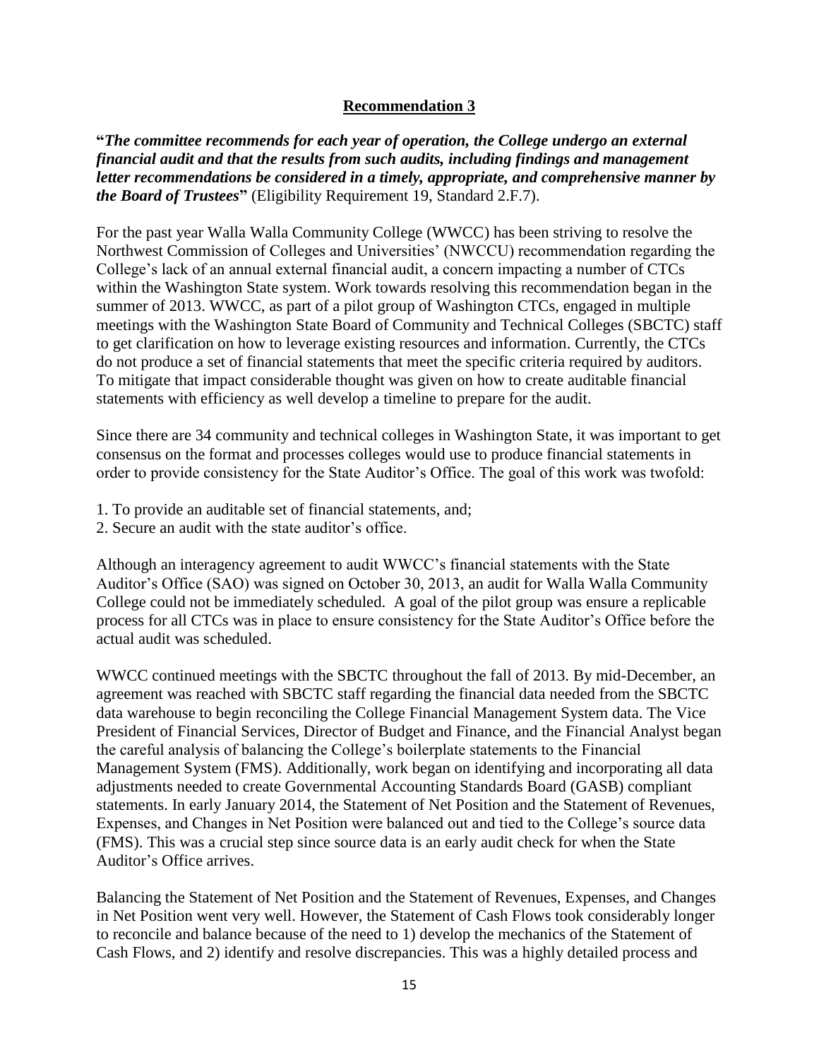## Recommendation 3

**"*The committee recommends for each year of operation, the College undergo an external financial audit and that the results from such audits, including findings and management letter recommendations be considered in a timely, appropriate, and comprehensive manner by the Board of Trustees*"** (Eligibility Requirement 19, Standard 2.F.7).

For the past year Walla Walla Community College (WWCC) has been striving to resolve the Northwest Commission of Colleges and Universities' (NWCCU) recommendation regarding the College's lack of an annual external financial audit, a concern impacting a number of CTCs within the Washington State system. Work towards resolving this recommendation began in the summer of 2013. WWCC, as part of a pilot group of Washington CTCs, engaged in multiple meetings with the Washington State Board of Community and Technical Colleges (SBCTC) staff to get clarification on how to leverage existing resources and information. Currently, the CTCs do not produce a set of financial statements that meet the specific criteria required by auditors. To mitigate that impact considerable thought was given on how to create auditable financial statements with efficiency as well develop a timeline to prepare for the audit.

Since there are 34 community and technical colleges in Washington State, it was important to get consensus on the format and processes colleges would use to produce financial statements in order to provide consistency for the State Auditor's Office. The goal of this work was twofold:

1. To provide an auditable set of financial statements, and;
2. Secure an audit with the state auditor's office.

Although an interagency agreement to audit WWCC's financial statements with the State Auditor's Office (SAO) was signed on October 30, 2013, an audit for Walla Walla Community College could not be immediately scheduled. A goal of the pilot group was ensure a replicable process for all CTCs was in place to ensure consistency for the State Auditor's Office before the actual audit was scheduled.

WWCC continued meetings with the SBCTC throughout the fall of 2013. By mid-December, an agreement was reached with SBCTC staff regarding the financial data needed from the SBCTC data warehouse to begin reconciling the College Financial Management System data. The Vice President of Financial Services, Director of Budget and Finance, and the Financial Analyst began the careful analysis of balancing the College's boilerplate statements to the Financial Management System (FMS). Additionally, work began on identifying and incorporating all data adjustments needed to create Governmental Accounting Standards Board (GASB) compliant statements. In early January 2014, the Statement of Net Position and the Statement of Revenues, Expenses, and Changes in Net Position were balanced out and tied to the College's source data (FMS). This was a crucial step since source data is an early audit check for when the State Auditor's Office arrives.

Balancing the Statement of Net Position and the Statement of Revenues, Expenses, and Changes in Net Position went very well. However, the Statement of Cash Flows took considerably longer to reconcile and balance because of the need to 1) develop the mechanics of the Statement of Cash Flows, and 2) identify and resolve discrepancies. This was a highly detailed process and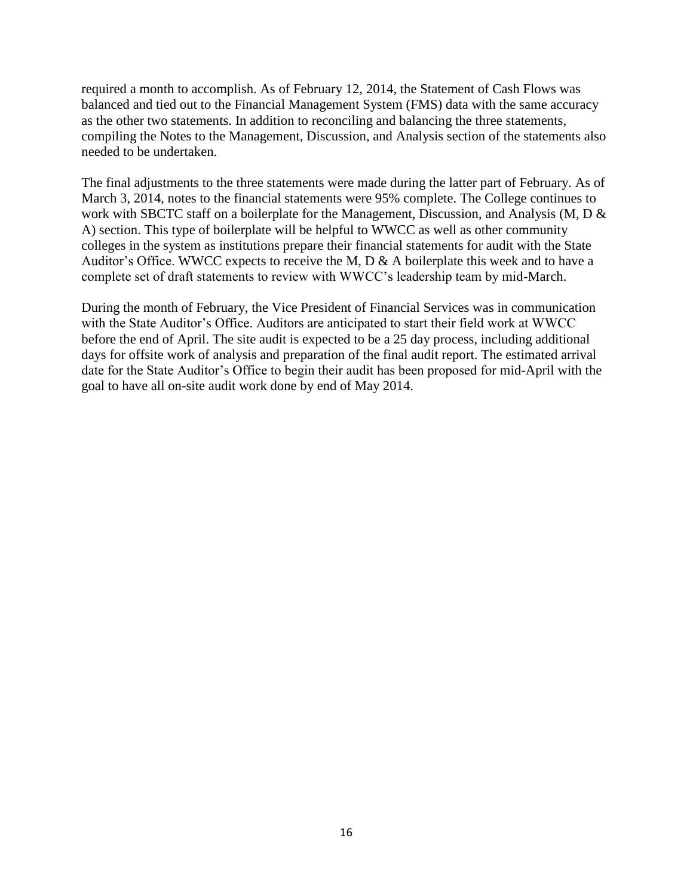required a month to accomplish. As of February 12, 2014, the Statement of Cash Flows was balanced and tied out to the Financial Management System (FMS) data with the same accuracy as the other two statements. In addition to reconciling and balancing the three statements, compiling the Notes to the Management, Discussion, and Analysis section of the statements also needed to be undertaken.

The final adjustments to the three statements were made during the latter part of February. As of March 3, 2014, notes to the financial statements were 95% complete. The College continues to work with SBCTC staff on a boilerplate for the Management, Discussion, and Analysis (M, D & A) section. This type of boilerplate will be helpful to WWCC as well as other community colleges in the system as institutions prepare their financial statements for audit with the State Auditor's Office. WWCC expects to receive the M, D & A boilerplate this week and to have a complete set of draft statements to review with WWCC's leadership team by mid-March.

During the month of February, the Vice President of Financial Services was in communication with the State Auditor's Office. Auditors are anticipated to start their field work at WWCC before the end of April. The site audit is expected to be a 25 day process, including additional days for offsite work of analysis and preparation of the final audit report. The estimated arrival date for the State Auditor's Office to begin their audit has been proposed for mid-April with the goal to have all on-site audit work done by end of May 2014.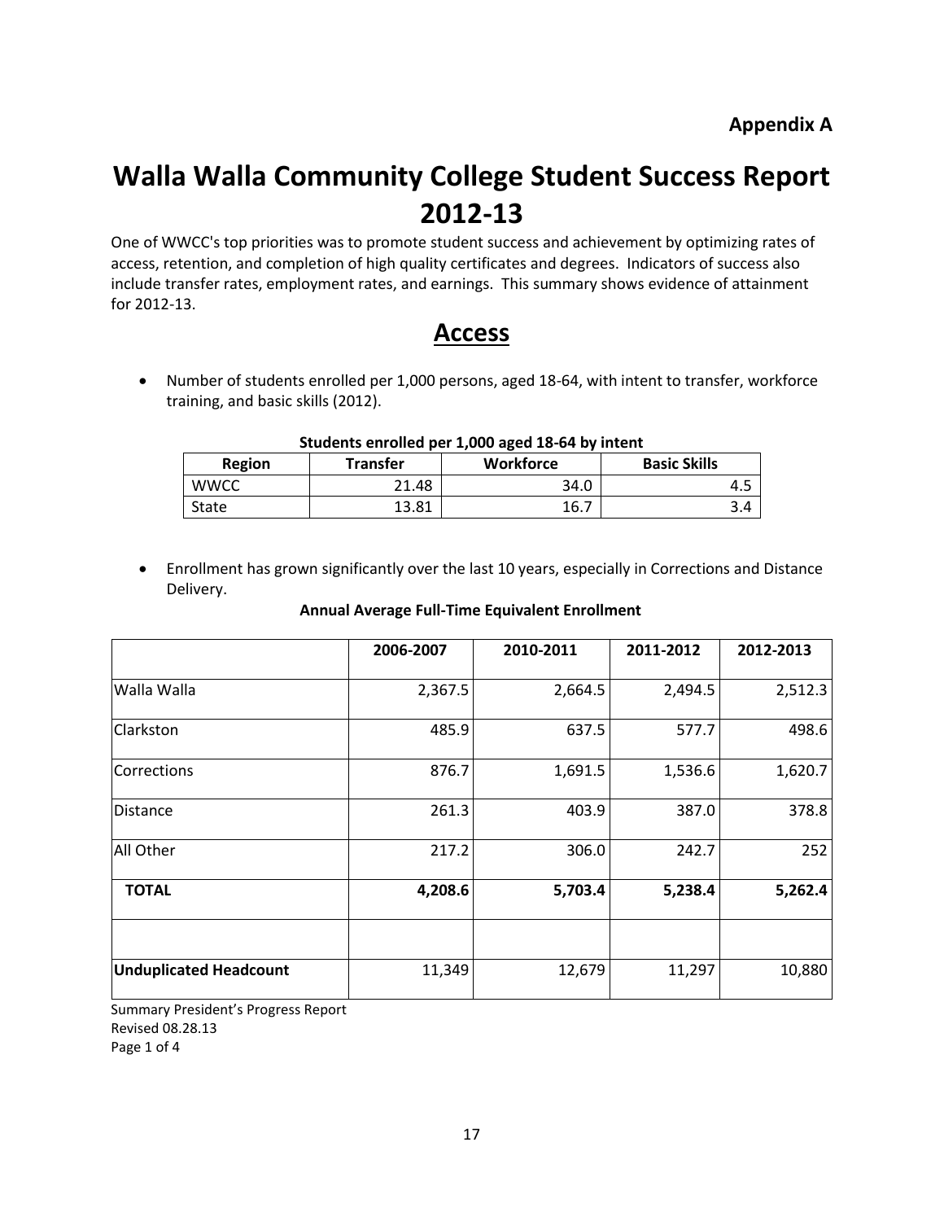**Appendix A**

# Walla Walla Community College Student Success Report 2012-13

One of WWCC's top priorities was to promote student success and achievement by optimizing rates of access, retention, and completion of high quality certificates and degrees. Indicators of success also include transfer rates, employment rates, and earnings. This summary shows evidence of attainment for 2012-13.

## Access

- Number of students enrolled per 1,000 persons, aged 18-64, with intent to transfer, workforce training, and basic skills (2012).

**Students enrolled per 1,000 aged 18-64 by intent**

| Region | Transfer | Workforce | Basic Skills |
|---|---|---|---|
| WWCC | 21.48 | 34.0 | 4.5 |
| State | 13.81 | 16.7 | 3.4 |

- Enrollment has grown significantly over the last 10 years, especially in Corrections and Distance Delivery.

**Annual Average Full-Time Equivalent Enrollment**

| | 2006-2007 | 2010-2011 | 2011-2012 | 2012-2013 |
|---|---|---|---|---|
| Walla Walla | 2,367.5 | 2,664.5 | 2,494.5 | 2,512.3 |
| Clarkston | 485.9 | 637.5 | 577.7 | 498.6 |
| Corrections | 876.7 | 1,691.5 | 1,536.6 | 1,620.7 |
| Distance | 261.3 | 403.9 | 387.0 | 378.8 |
| All Other | 217.2 | 306.0 | 242.7 | 252 |
| **TOTAL** | **4,208.6** | **5,703.4** | **5,238.4** | **5,262.4** |
| | | | | |
| **Unduplicated Headcount** | 11,349 | 12,679 | 11,297 | 10,880 |

Summary President's Progress Report
Revised 08.28.13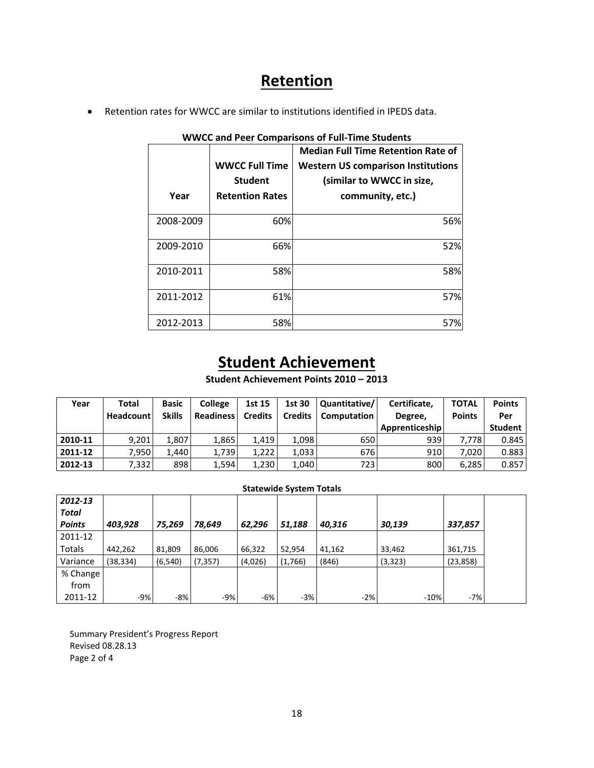# Retention

- Retention rates for WWCC are similar to institutions identified in IPEDS data.

**WWCC and Peer Comparisons of Full-Time Students**

| Year | WWCC Full Time Student Retention Rates | Median Full Time Retention Rate of Western US comparison Institutions (similar to WWCC in size, community, etc.) |
|---|---|---|
| 2008-2009 | 60% | 56% |
| 2009-2010 | 66% | 52% |
| 2010-2011 | 58% | 58% |
| 2011-2012 | 61% | 57% |
| 2012-2013 | 58% | 57% |

# Student Achievement

**Student Achievement Points 2010 – 2013**

| Year | Total Headcount | Basic Skills | College Readiness | 1st 15 Credits | 1st 30 Credits | Quantitative/ Computation | Certificate, Degree, Apprenticeship | TOTAL Points | Points Per Student |
|---|---|---|---|---|---|---|---|---|---|
| **2010-11** | 9,201 | 1,807 | 1,865 | 1,419 | 1,098 | 650 | 939 | 7,778 | 0.845 |
| **2011-12** | 7,950 | 1,440 | 1,739 | 1,222 | 1,033 | 676 | 910 | 7,020 | 0.883 |
| **2012-13** | 7,332 | 898 | 1,594 | 1,230 | 1,040 | 723 | 800 | 6,285 | 0.857 |

**Statewide System Totals**

| | | | | | | | | | |
|---|---|---|---|---|---|---|---|---|---|
| ***2012-13 Total Points*** | ***403,928*** | ***75,269*** | ***78,649*** | ***62,296*** | ***51,188*** | ***40,316*** | ***30,139*** | ***337,857*** | |
| 2011-12 Totals | 442,262 | 81,809 | 86,006 | 66,322 | 52,954 | 41,162 | 33,462 | 361,715 | |
| Variance | (38,334) | (6,540) | (7,357) | (4,026) | (1,766) | (846) | (3,323) | (23,858) | |
| % Change from 2011-12 | -9% | -8% | -9% | -6% | -3% | -2% | -10% | -7% | |

Summary President's Progress Report
Revised 08.28.13
Page 2 of 4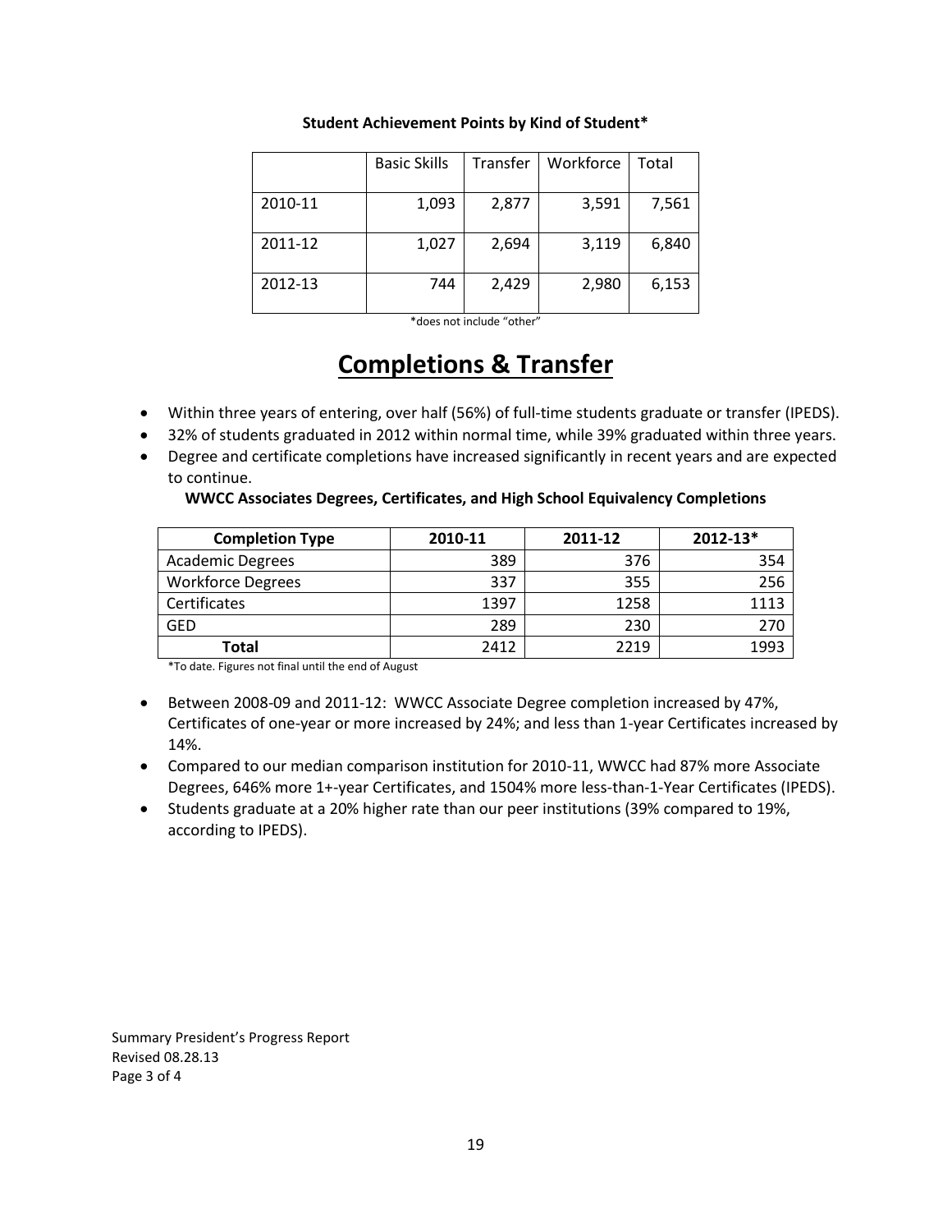**Student Achievement Points by Kind of Student***

| | Basic Skills | Transfer | Workforce | Total |
|---|---|---|---|---|
| 2010-11 | 1,093 | 2,877 | 3,591 | 7,561 |
| 2011-12 | 1,027 | 2,694 | 3,119 | 6,840 |
| 2012-13 | 744 | 2,429 | 2,980 | 6,153 |

*does not include "other"

# Completions & Transfer

- Within three years of entering, over half (56%) of full-time students graduate or transfer (IPEDS).
- 32% of students graduated in 2012 within normal time, while 39% graduated within three years.
- Degree and certificate completions have increased significantly in recent years and are expected to continue.

**WWCC Associates Degrees, Certificates, and High School Equivalency Completions**

| Completion Type | 2010-11 | 2011-12 | 2012-13* |
|---|---|---|---|
| Academic Degrees | 389 | 376 | 354 |
| Workforce Degrees | 337 | 355 | 256 |
| Certificates | 1397 | 1258 | 1113 |
| GED | 289 | 230 | 270 |
| **Total** | 2412 | 2219 | 1993 |

*To date. Figures not final until the end of August

- Between 2008-09 and 2011-12: WWCC Associate Degree completion increased by 47%, Certificates of one-year or more increased by 24%; and less than 1-year Certificates increased by 14%.
- Compared to our median comparison institution for 2010-11, WWCC had 87% more Associate Degrees, 646% more 1+-year Certificates, and 1504% more less-than-1-Year Certificates (IPEDS).
- Students graduate at a 20% higher rate than our peer institutions (39% compared to 19%, according to IPEDS).

Summary President's Progress Report
Revised 08.28.13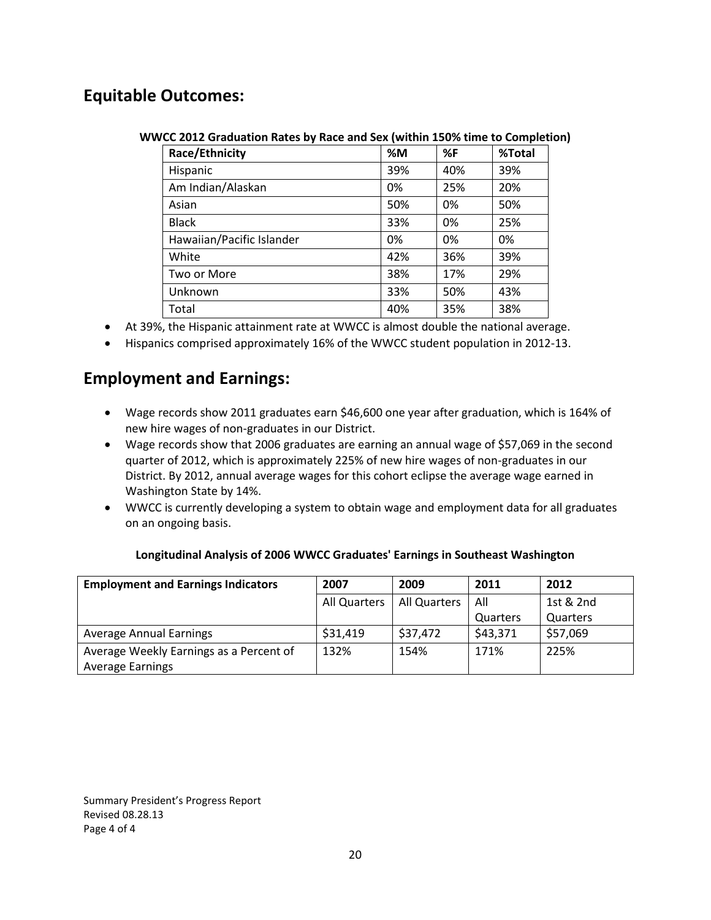## Equitable Outcomes:

**WWCC 2012 Graduation Rates by Race and Sex (within 150% time to Completion)**

| Race/Ethnicity | %M | %F | %Total |
|---|---|---|---|
| Hispanic | 39% | 40% | 39% |
| Am Indian/Alaskan | 0% | 25% | 20% |
| Asian | 50% | 0% | 50% |
| Black | 33% | 0% | 25% |
| Hawaiian/Pacific Islander | 0% | 0% | 0% |
| White | 42% | 36% | 39% |
| Two or More | 38% | 17% | 29% |
| Unknown | 33% | 50% | 43% |
| Total | 40% | 35% | 38% |

- At 39%, the Hispanic attainment rate at WWCC is almost double the national average.
- Hispanics comprised approximately 16% of the WWCC student population in 2012-13.

## Employment and Earnings:

- Wage records show 2011 graduates earn $46,600 one year after graduation, which is 164% of new hire wages of non-graduates in our District.
- Wage records show that 2006 graduates are earning an annual wage of $57,069 in the second quarter of 2012, which is approximately 225% of new hire wages of non-graduates in our District. By 2012, annual average wages for this cohort eclipse the average wage earned in Washington State by 14%.
- WWCC is currently developing a system to obtain wage and employment data for all graduates on an ongoing basis.

**Longitudinal Analysis of 2006 WWCC Graduates' Earnings in Southeast Washington**

| Employment and Earnings Indicators | 2007 | 2009 | 2011 | 2012 |
|---|---|---|---|---|
| | All Quarters | All Quarters | All Quarters | 1st & 2nd Quarters |
| Average Annual Earnings | $31,419 | $37,472 | $43,371 | $57,069 |
| Average Weekly Earnings as a Percent of Average Earnings | 132% | 154% | 171% | 225% |

Summary President's Progress Report
Revised 08.28.13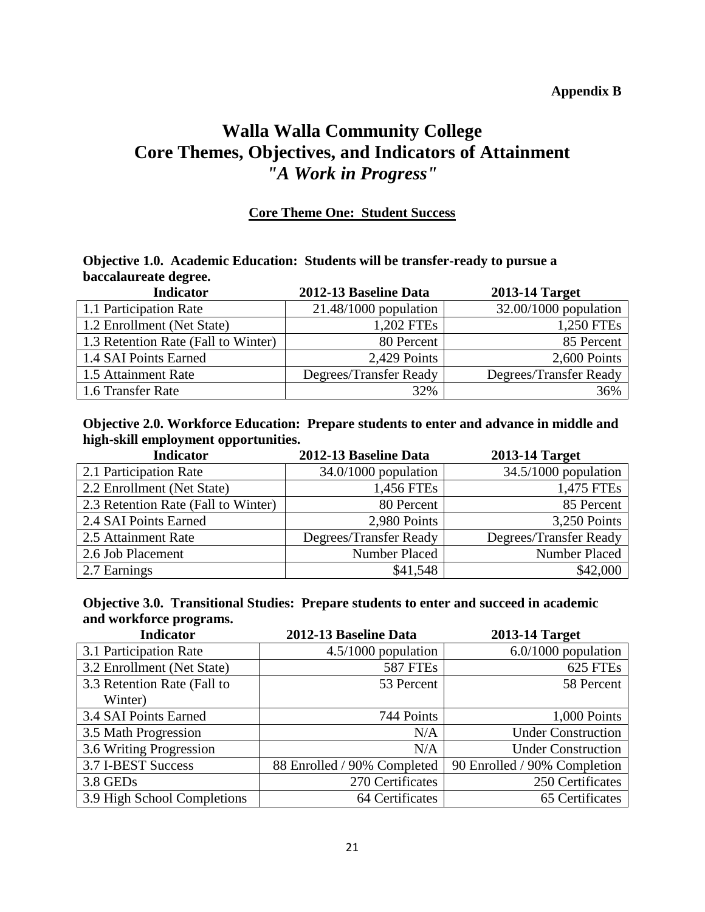**Appendix B**

# Walla Walla Community College
# Core Themes, Objectives, and Indicators of Attainment
# *"A Work in Progress"*

## Core Theme One: Student Success

**Objective 1.0. Academic Education: Students will be transfer-ready to pursue a baccalaureate degree.**

| Indicator | 2012-13 Baseline Data | 2013-14 Target |
|---|---|---|
| 1.1 Participation Rate | 21.48/1000 population | 32.00/1000 population |
| 1.2 Enrollment (Net State) | 1,202 FTEs | 1,250 FTEs |
| 1.3 Retention Rate (Fall to Winter) | 80 Percent | 85 Percent |
| 1.4 SAI Points Earned | 2,429 Points | 2,600 Points |
| 1.5 Attainment Rate | Degrees/Transfer Ready | Degrees/Transfer Ready |
| 1.6 Transfer Rate | 32% | 36% |

**Objective 2.0. Workforce Education: Prepare students to enter and advance in middle and high-skill employment opportunities.**

| Indicator | 2012-13 Baseline Data | 2013-14 Target |
|---|---|---|
| 2.1 Participation Rate | 34.0/1000 population | 34.5/1000 population |
| 2.2 Enrollment (Net State) | 1,456 FTEs | 1,475 FTEs |
| 2.3 Retention Rate (Fall to Winter) | 80 Percent | 85 Percent |
| 2.4 SAI Points Earned | 2,980 Points | 3,250 Points |
| 2.5 Attainment Rate | Degrees/Transfer Ready | Degrees/Transfer Ready |
| 2.6 Job Placement | Number Placed | Number Placed |
| 2.7 Earnings | $41,548 | $42,000 |

**Objective 3.0. Transitional Studies: Prepare students to enter and succeed in academic and workforce programs.**

| Indicator | 2012-13 Baseline Data | 2013-14 Target |
|---|---|---|
| 3.1 Participation Rate | 4.5/1000 population | 6.0/1000 population |
| 3.2 Enrollment (Net State) | 587 FTEs | 625 FTEs |
| 3.3 Retention Rate (Fall to Winter) | 53 Percent | 58 Percent |
| 3.4 SAI Points Earned | 744 Points | 1,000 Points |
| 3.5 Math Progression | N/A | Under Construction |
| 3.6 Writing Progression | N/A | Under Construction |
| 3.7 I-BEST Success | 88 Enrolled / 90% Completed | 90 Enrolled / 90% Completion |
| 3.8 GEDs | 270 Certificates | 250 Certificates |
| 3.9 High School Completions | 64 Certificates | 65 Certificates |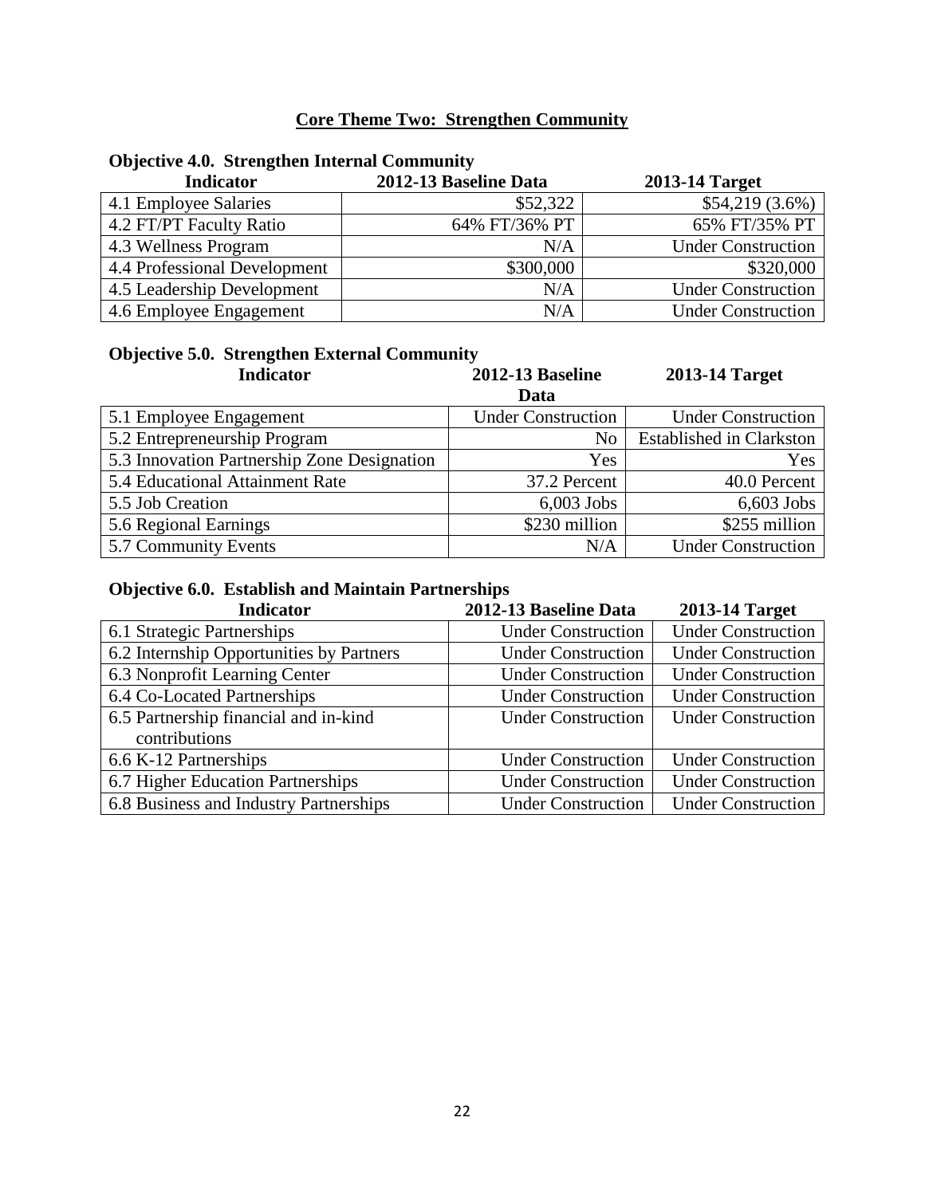## Core Theme Two: Strengthen Community

### Objective 4.0. Strengthen Internal Community

| Indicator | 2012-13 Baseline Data | 2013-14 Target |
|---|---|---|
| 4.1 Employee Salaries | \$52,322 | \$54,219 (3.6%) |
| 4.2 FT/PT Faculty Ratio | 64% FT/36% PT | 65% FT/35% PT |
| 4.3 Wellness Program | N/A | Under Construction |
| 4.4 Professional Development | \$300,000 | \$320,000 |
| 4.5 Leadership Development | N/A | Under Construction |
| 4.6 Employee Engagement | N/A | Under Construction |

### Objective 5.0. Strengthen External Community

| Indicator | 2012-13 Baseline Data | 2013-14 Target |
|---|---|---|
| 5.1 Employee Engagement | Under Construction | Under Construction |
| 5.2 Entrepreneurship Program | No | Established in Clarkston |
| 5.3 Innovation Partnership Zone Designation | Yes | Yes |
| 5.4 Educational Attainment Rate | 37.2 Percent | 40.0 Percent |
| 5.5 Job Creation | 6,003 Jobs | 6,603 Jobs |
| 5.6 Regional Earnings | \$230 million | \$255 million |
| 5.7 Community Events | N/A | Under Construction |

### Objective 6.0. Establish and Maintain Partnerships

| Indicator | 2012-13 Baseline Data | 2013-14 Target |
|---|---|---|
| 6.1 Strategic Partnerships | Under Construction | Under Construction |
| 6.2 Internship Opportunities by Partners | Under Construction | Under Construction |
| 6.3 Nonprofit Learning Center | Under Construction | Under Construction |
| 6.4 Co-Located Partnerships | Under Construction | Under Construction |
| 6.5 Partnership financial and in-kind contributions | Under Construction | Under Construction |
| 6.6 K-12 Partnerships | Under Construction | Under Construction |
| 6.7 Higher Education Partnerships | Under Construction | Under Construction |
| 6.8 Business and Industry Partnerships | Under Construction | Under Construction |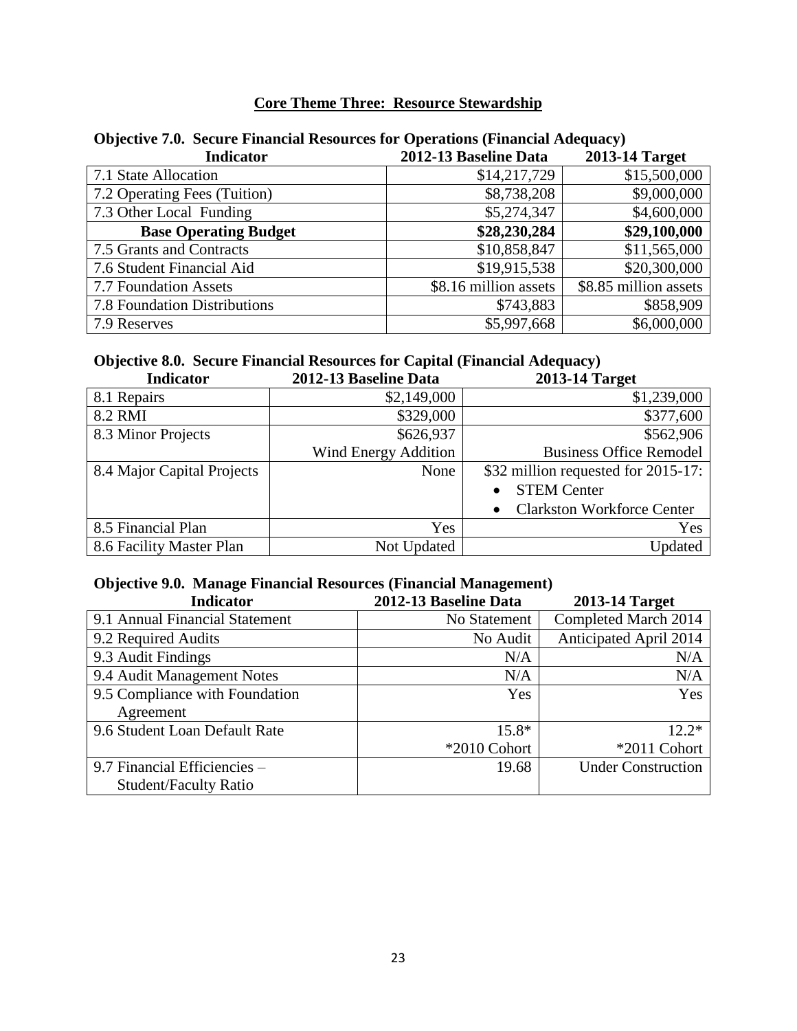## Core Theme Three: Resource Stewardship

### Objective 7.0. Secure Financial Resources for Operations (Financial Adequacy)

| Indicator | 2012-13 Baseline Data | 2013-14 Target |
|---|---|---|
| 7.1 State Allocation | $14,217,729 | $15,500,000 |
| 7.2 Operating Fees (Tuition) | $8,738,208 | $9,000,000 |
| 7.3 Other Local Funding | $5,274,347 | $4,600,000 |
| **Base Operating Budget** | **$28,230,284** | **$29,100,000** |
| 7.5 Grants and Contracts | $10,858,847 | $11,565,000 |
| 7.6 Student Financial Aid | $19,915,538 | $20,300,000 |
| 7.7 Foundation Assets | $8.16 million assets | $8.85 million assets |
| 7.8 Foundation Distributions | $743,883 | $858,909 |
| 7.9 Reserves | $5,997,668 | $6,000,000 |

### Objective 8.0. Secure Financial Resources for Capital (Financial Adequacy)

| Indicator | 2012-13 Baseline Data | 2013-14 Target |
|---|---|---|
| 8.1 Repairs | $2,149,000 | $1,239,000 |
| 8.2 RMI | $329,000 | $377,600 |
| 8.3 Minor Projects | $626,937<br>Wind Energy Addition | $562,906<br>Business Office Remodel |
| 8.4 Major Capital Projects | None | $32 million requested for 2015-17:<br>• STEM Center<br>• Clarkston Workforce Center |
| 8.5 Financial Plan | Yes | Yes |
| 8.6 Facility Master Plan | Not Updated | Updated |

### Objective 9.0. Manage Financial Resources (Financial Management)

| Indicator | 2012-13 Baseline Data | 2013-14 Target |
|---|---|---|
| 9.1 Annual Financial Statement | No Statement | Completed March 2014 |
| 9.2 Required Audits | No Audit | Anticipated April 2014 |
| 9.3 Audit Findings | N/A | N/A |
| 9.4 Audit Management Notes | N/A | N/A |
| 9.5 Compliance with Foundation Agreement | Yes | Yes |
| 9.6 Student Loan Default Rate | 15.8*<br>*2010 Cohort | 12.2*<br>*2011 Cohort |
| 9.7 Financial Efficiencies – Student/Faculty Ratio | 19.68 | Under Construction |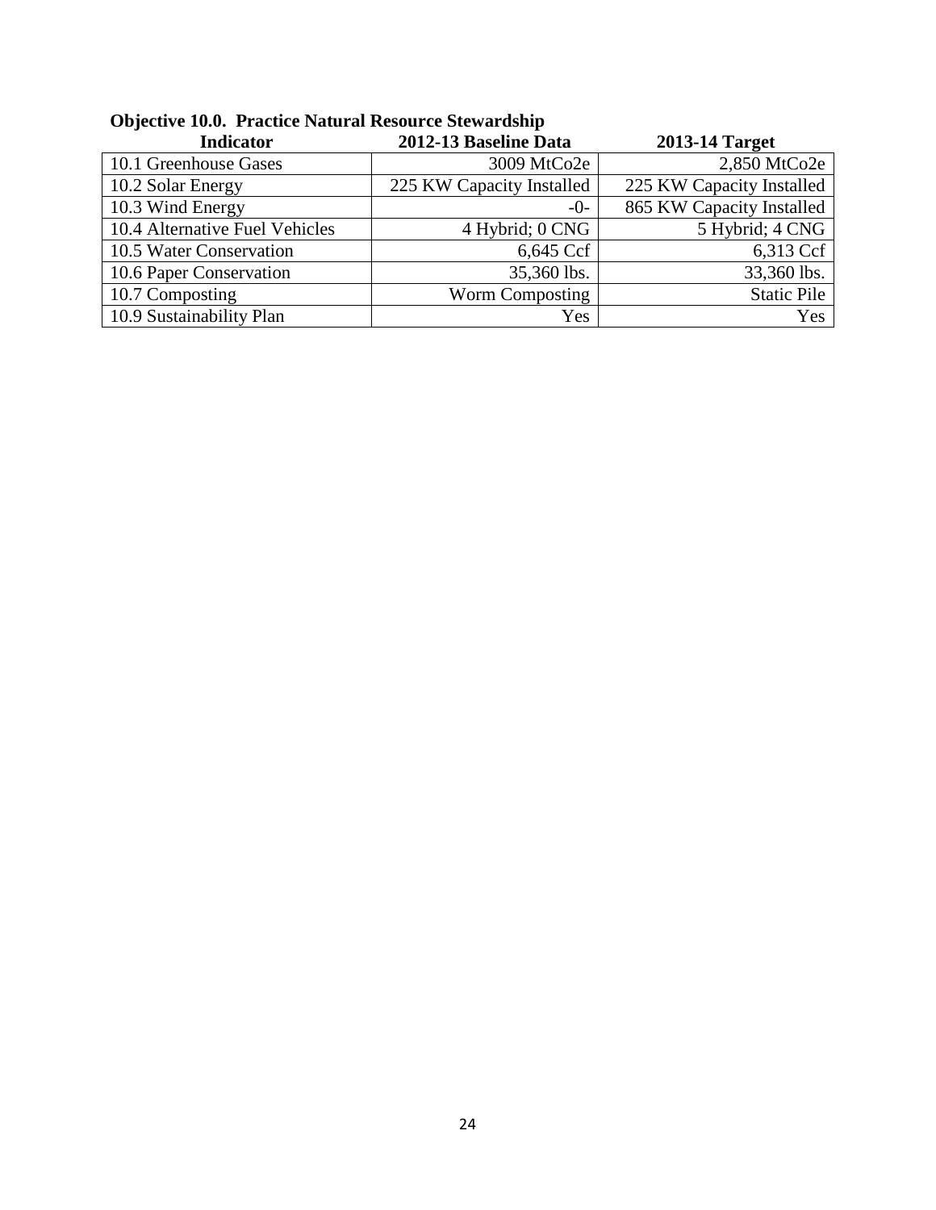**Objective 10.0. Practice Natural Resource Stewardship**

| Indicator | 2012-13 Baseline Data | 2013-14 Target |
|---|---|---|
| 10.1 Greenhouse Gases | 3009 MtCo2e | 2,850 MtCo2e |
| 10.2 Solar Energy | 225 KW Capacity Installed | 225 KW Capacity Installed |
| 10.3 Wind Energy | -0- | 865 KW Capacity Installed |
| 10.4 Alternative Fuel Vehicles | 4 Hybrid; 0 CNG | 5 Hybrid; 4 CNG |
| 10.5 Water Conservation | 6,645 Ccf | 6,313 Ccf |
| 10.6 Paper Conservation | 35,360 lbs. | 33,360 lbs. |
| 10.7 Composting | Worm Composting | Static Pile |
| 10.9 Sustainability Plan | Yes | Yes |